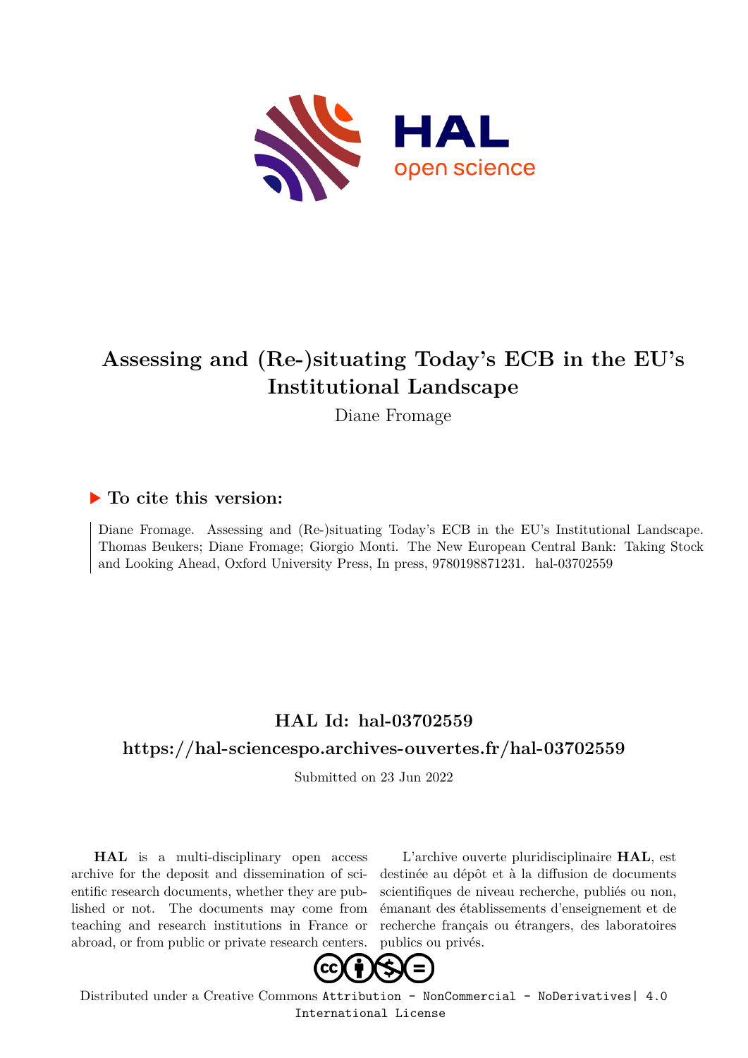# Assessing and (Re-)situating Today's ECB in the EU's Institutional Landscape

Diane Fromage

## ▶ To cite this version:

Diane Fromage. Assessing and (Re-)situating Today's ECB in the EU's Institutional Landscape. Thomas Beukers; Diane Fromage; Giorgio Monti. The New European Central Bank: Taking Stock and Looking Ahead, Oxford University Press, In press, 9780198871231. hal-03702559

## HAL Id: hal-03702559

## https://hal-sciencespo.archives-ouvertes.fr/hal-03702559

Submitted on 23 Jun 2022

**HAL** is a multi-disciplinary open access archive for the deposit and dissemination of scientific research documents, whether they are published or not. The documents may come from teaching and research institutions in France or abroad, or from public or private research centers.

L'archive ouverte pluridisciplinaire **HAL**, est destinée au dépôt et à la diffusion de documents scientifiques de niveau recherche, publiés ou non, émanant des établissements d'enseignement et de recherche français ou étrangers, des laboratoires publics ou privés.

Distributed under a Creative Commons Attribution - NonCommercial - NoDerivatives| 4.0 International License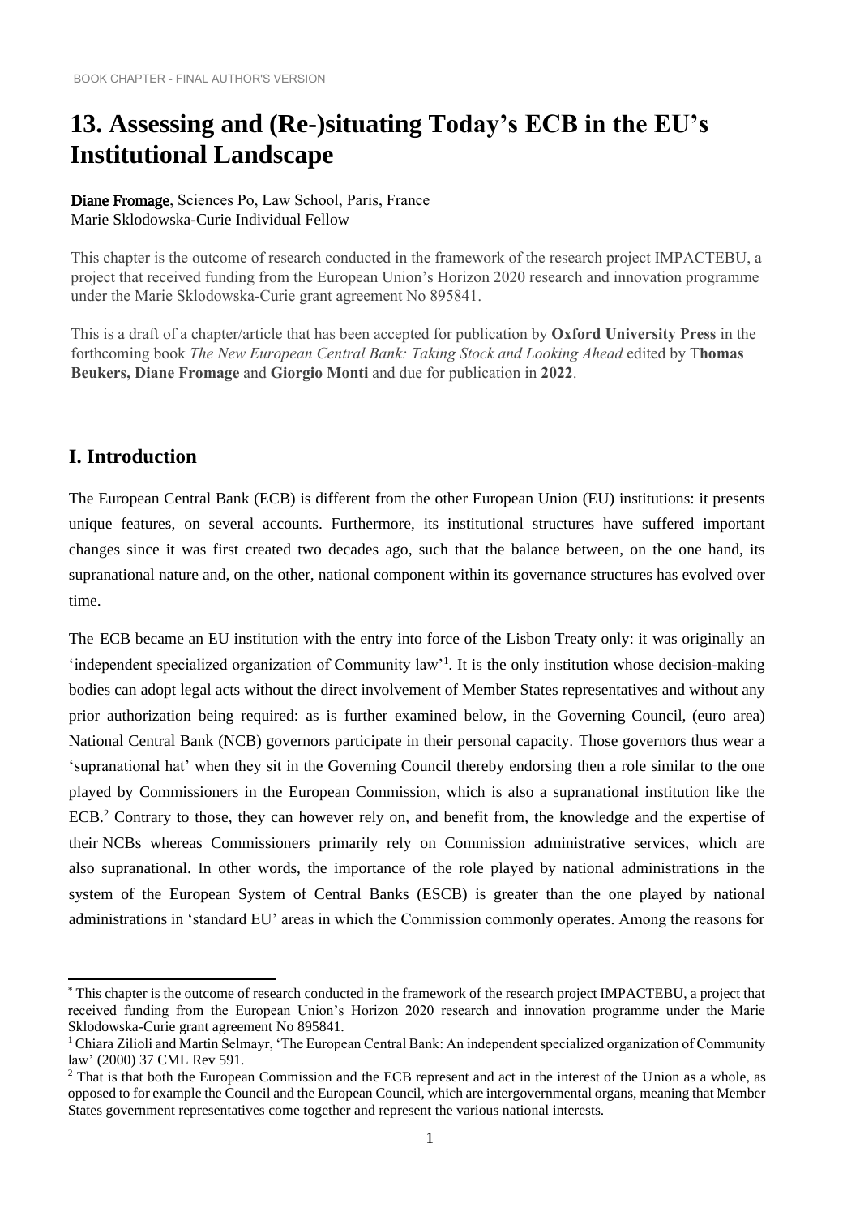BOOK CHAPTER - FINAL AUTHOR'S VERSION

# 13. Assessing and (Re-)situating Today's ECB in the EU's Institutional Landscape

Diane Fromage, Sciences Po, Law School, Paris, France
Marie Sklodowska-Curie Individual Fellow

This chapter is the outcome of research conducted in the framework of the research project IMPACTEBU, a project that received funding from the European Union's Horizon 2020 research and innovation programme under the Marie Sklodowska-Curie grant agreement No 895841.

This is a draft of a chapter/article that has been accepted for publication by **Oxford University Press** in the forthcoming book *The New European Central Bank: Taking Stock and Looking Ahead* edited by T**homas Beukers, Diane Fromage** and **Giorgio Monti** and due for publication in **2022**.

## I. Introduction

The European Central Bank (ECB) is different from the other European Union (EU) institutions: it presents unique features, on several accounts. Furthermore, its institutional structures have suffered important changes since it was first created two decades ago, such that the balance between, on the one hand, its supranational nature and, on the other, national component within its governance structures has evolved over time.

The ECB became an EU institution with the entry into force of the Lisbon Treaty only: it was originally an 'independent specialized organization of Community law'[1]. It is the only institution whose decision-making bodies can adopt legal acts without the direct involvement of Member States representatives and without any prior authorization being required: as is further examined below, in the Governing Council, (euro area) National Central Bank (NCB) governors participate in their personal capacity. Those governors thus wear a 'supranational hat' when they sit in the Governing Council thereby endorsing then a role similar to the one played by Commissioners in the European Commission, which is also a supranational institution like the ECB.[2] Contrary to those, they can however rely on, and benefit from, the knowledge and the expertise of their NCBs whereas Commissioners primarily rely on Commission administrative services, which are also supranational. In other words, the importance of the role played by national administrations in the system of the European System of Central Banks (ESCB) is greater than the one played by national administrations in 'standard EU' areas in which the Commission commonly operates. Among the reasons for

---

[*] This chapter is the outcome of research conducted in the framework of the research project IMPACTEBU, a project that received funding from the European Union's Horizon 2020 research and innovation programme under the Marie Sklodowska-Curie grant agreement No 895841.

[1] Chiara Zilioli and Martin Selmayr, 'The European Central Bank: An independent specialized organization of Community law' (2000) 37 CML Rev 591.

[2] That is that both the European Commission and the ECB represent and act in the interest of the Union as a whole, as opposed to for example the Council and the European Council, which are intergovernmental organs, meaning that Member States government representatives come together and represent the various national interests.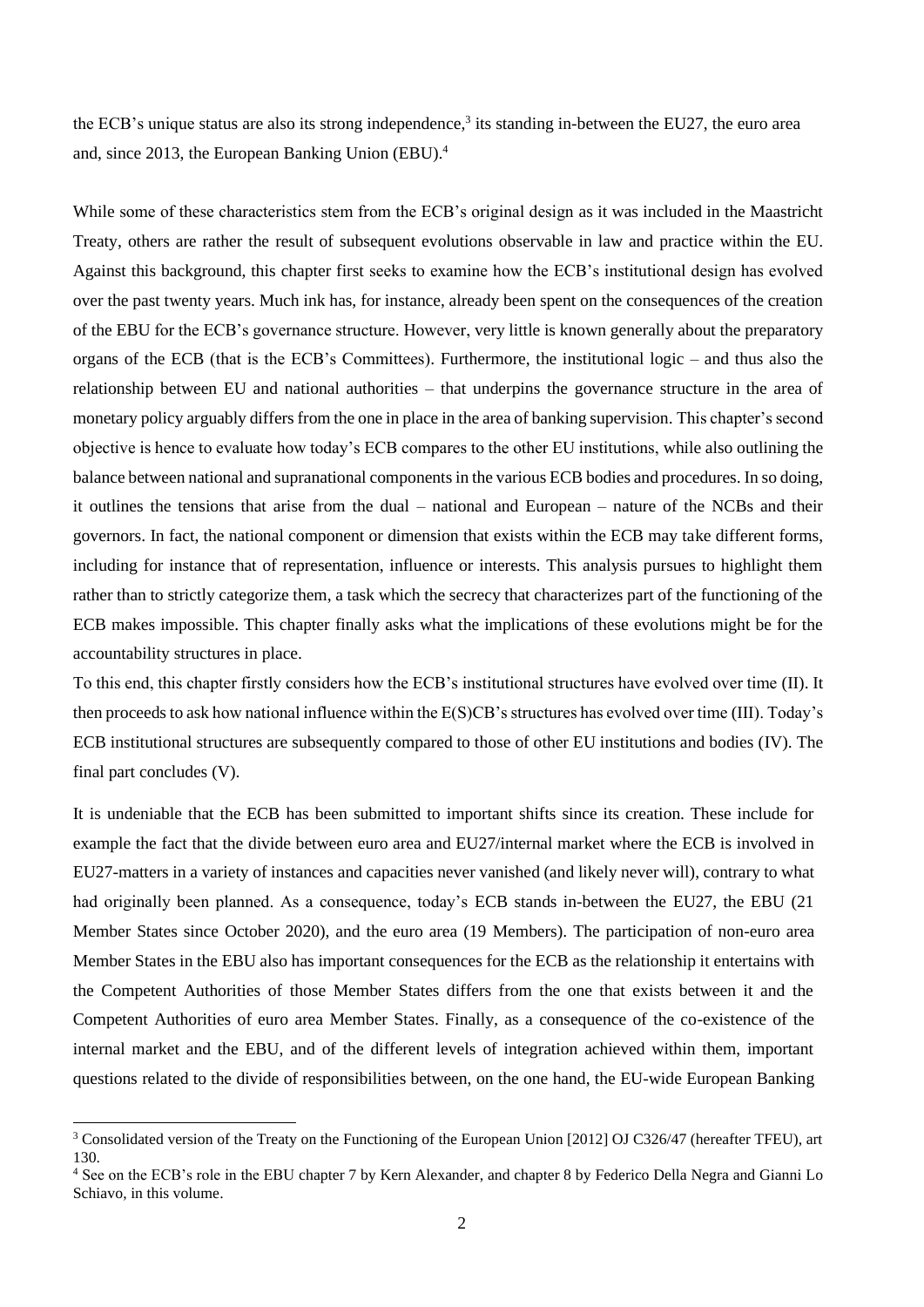the ECB's unique status are also its strong independence,[3] its standing in-between the EU27, the euro area and, since 2013, the European Banking Union (EBU).[4]

While some of these characteristics stem from the ECB's original design as it was included in the Maastricht Treaty, others are rather the result of subsequent evolutions observable in law and practice within the EU. Against this background, this chapter first seeks to examine how the ECB's institutional design has evolved over the past twenty years. Much ink has, for instance, already been spent on the consequences of the creation of the EBU for the ECB's governance structure. However, very little is known generally about the preparatory organs of the ECB (that is the ECB's Committees). Furthermore, the institutional logic – and thus also the relationship between EU and national authorities – that underpins the governance structure in the area of monetary policy arguably differs from the one in place in the area of banking supervision. This chapter's second objective is hence to evaluate how today's ECB compares to the other EU institutions, while also outlining the balance between national and supranational components in the various ECB bodies and procedures. In so doing, it outlines the tensions that arise from the dual – national and European – nature of the NCBs and their governors. In fact, the national component or dimension that exists within the ECB may take different forms, including for instance that of representation, influence or interests. This analysis pursues to highlight them rather than to strictly categorize them, a task which the secrecy that characterizes part of the functioning of the ECB makes impossible. This chapter finally asks what the implications of these evolutions might be for the accountability structures in place.

To this end, this chapter firstly considers how the ECB's institutional structures have evolved over time (II). It then proceeds to ask how national influence within the E(S)CB's structures has evolved over time (III). Today's ECB institutional structures are subsequently compared to those of other EU institutions and bodies (IV). The final part concludes (V).

It is undeniable that the ECB has been submitted to important shifts since its creation. These include for example the fact that the divide between euro area and EU27/internal market where the ECB is involved in EU27-matters in a variety of instances and capacities never vanished (and likely never will), contrary to what had originally been planned. As a consequence, today's ECB stands in-between the EU27, the EBU (21 Member States since October 2020), and the euro area (19 Members). The participation of non-euro area Member States in the EBU also has important consequences for the ECB as the relationship it entertains with the Competent Authorities of those Member States differs from the one that exists between it and the Competent Authorities of euro area Member States. Finally, as a consequence of the co-existence of the internal market and the EBU, and of the different levels of integration achieved within them, important questions related to the divide of responsibilities between, on the one hand, the EU-wide European Banking

---

[3] Consolidated version of the Treaty on the Functioning of the European Union [2012] OJ C326/47 (hereafter TFEU), art 130.

[4] See on the ECB's role in the EBU chapter 7 by Kern Alexander, and chapter 8 by Federico Della Negra and Gianni Lo Schiavo, in this volume.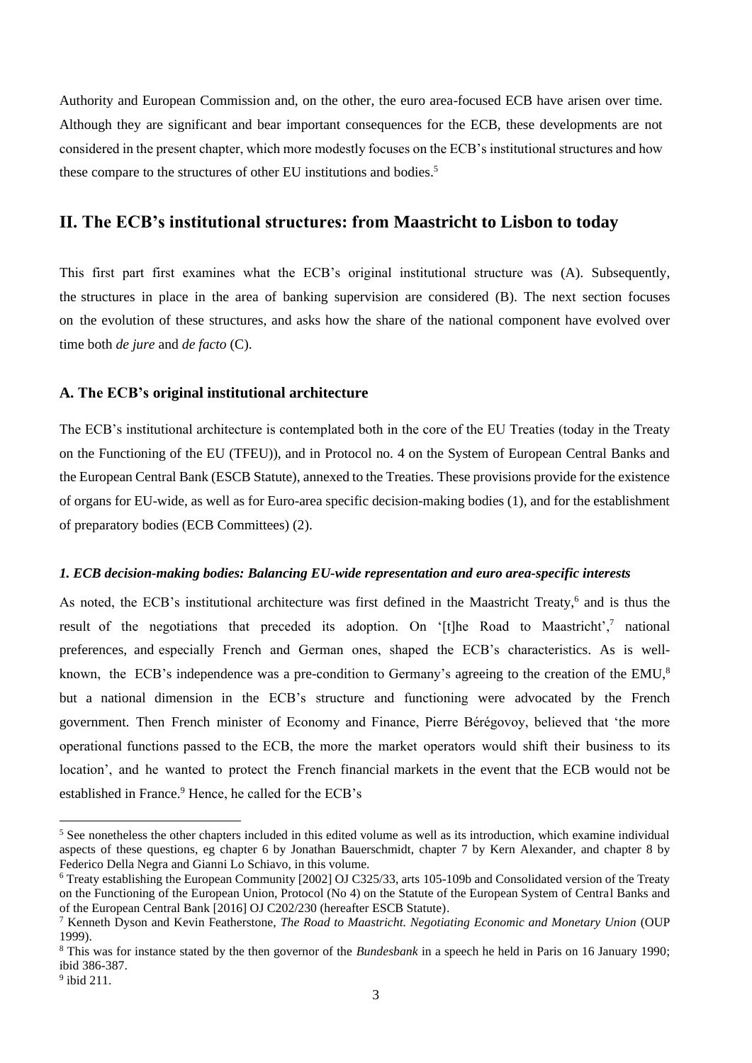Authority and European Commission and, on the other, the euro area-focused ECB have arisen over time. Although they are significant and bear important consequences for the ECB, these developments are not considered in the present chapter, which more modestly focuses on the ECB's institutional structures and how these compare to the structures of other EU institutions and bodies.[5]

## II. The ECB's institutional structures: from Maastricht to Lisbon to today

This first part first examines what the ECB's original institutional structure was (A). Subsequently, the structures in place in the area of banking supervision are considered (B). The next section focuses on the evolution of these structures, and asks how the share of the national component have evolved over time both *de jure* and *de facto* (C).

### A. The ECB's original institutional architecture

The ECB's institutional architecture is contemplated both in the core of the EU Treaties (today in the Treaty on the Functioning of the EU (TFEU)), and in Protocol no. 4 on the System of European Central Banks and the European Central Bank (ESCB Statute), annexed to the Treaties. These provisions provide for the existence of organs for EU-wide, as well as for Euro-area specific decision-making bodies (1), and for the establishment of preparatory bodies (ECB Committees) (2).

#### *1. ECB decision-making bodies: Balancing EU-wide representation and euro area-specific interests*

As noted, the ECB's institutional architecture was first defined in the Maastricht Treaty,[6] and is thus the result of the negotiations that preceded its adoption. On '[t]he Road to Maastricht',[7] national preferences, and especially French and German ones, shaped the ECB's characteristics. As is well-known, the ECB's independence was a pre-condition to Germany's agreeing to the creation of the EMU,[8] but a national dimension in the ECB's structure and functioning were advocated by the French government. Then French minister of Economy and Finance, Pierre Bérégovoy, believed that 'the more operational functions passed to the ECB, the more the market operators would shift their business to its location', and he wanted to protect the French financial markets in the event that the ECB would not be established in France.[9] Hence, he called for the ECB's

---

[5] See nonetheless the other chapters included in this edited volume as well as its introduction, which examine individual aspects of these questions, eg chapter 6 by Jonathan Bauerschmidt, chapter 7 by Kern Alexander, and chapter 8 by Federico Della Negra and Gianni Lo Schiavo, in this volume.

[6] Treaty establishing the European Community [2002] OJ C325/33, arts 105-109b and Consolidated version of the Treaty on the Functioning of the European Union, Protocol (No 4) on the Statute of the European System of Central Banks and of the European Central Bank [2016] OJ C202/230 (hereafter ESCB Statute).

[7] Kenneth Dyson and Kevin Featherstone, *The Road to Maastricht. Negotiating Economic and Monetary Union* (OUP 1999).

[8] This was for instance stated by the then governor of the *Bundesbank* in a speech he held in Paris on 16 January 1990; ibid 386-387.

[9] ibid 211.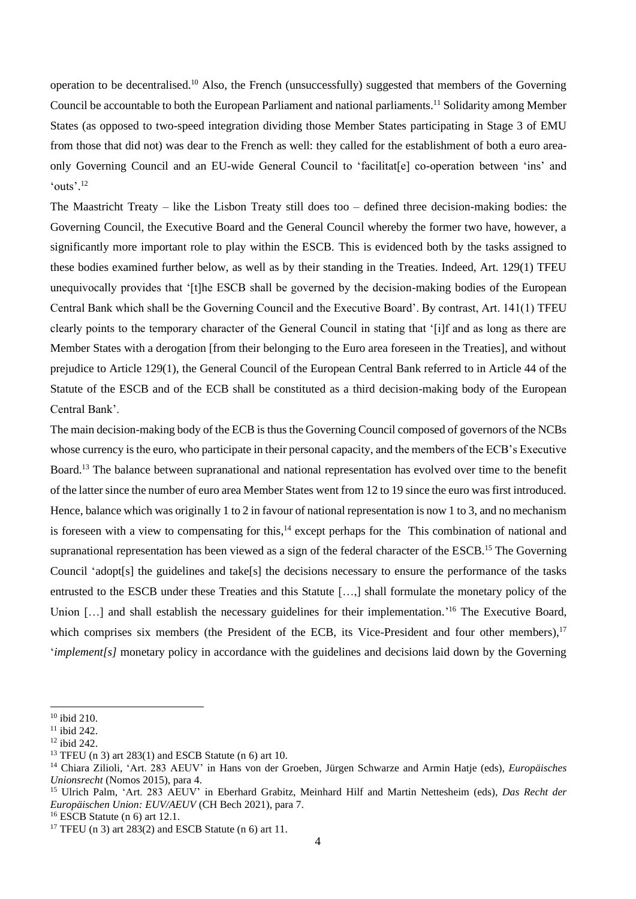operation to be decentralised.[10] Also, the French (unsuccessfully) suggested that members of the Governing Council be accountable to both the European Parliament and national parliaments.[11] Solidarity among Member States (as opposed to two-speed integration dividing those Member States participating in Stage 3 of EMU from those that did not) was dear to the French as well: they called for the establishment of both a euro area-only Governing Council and an EU-wide General Council to 'facilitat[e] co-operation between 'ins' and 'outs'.[12]

The Maastricht Treaty – like the Lisbon Treaty still does too – defined three decision-making bodies: the Governing Council, the Executive Board and the General Council whereby the former two have, however, a significantly more important role to play within the ESCB. This is evidenced both by the tasks assigned to these bodies examined further below, as well as by their standing in the Treaties. Indeed, Art. 129(1) TFEU unequivocally provides that '[t]he ESCB shall be governed by the decision-making bodies of the European Central Bank which shall be the Governing Council and the Executive Board'. By contrast, Art. 141(1) TFEU clearly points to the temporary character of the General Council in stating that '[i]f and as long as there are Member States with a derogation [from their belonging to the Euro area foreseen in the Treaties], and without prejudice to Article 129(1), the General Council of the European Central Bank referred to in Article 44 of the Statute of the ESCB and of the ECB shall be constituted as a third decision-making body of the European Central Bank'.

The main decision-making body of the ECB is thus the Governing Council composed of governors of the NCBs whose currency is the euro, who participate in their personal capacity, and the members of the ECB's Executive Board.[13] The balance between supranational and national representation has evolved over time to the benefit of the latter since the number of euro area Member States went from 12 to 19 since the euro was first introduced. Hence, balance which was originally 1 to 2 in favour of national representation is now 1 to 3, and no mechanism is foreseen with a view to compensating for this,[14] except perhaps for the This combination of national and supranational representation has been viewed as a sign of the federal character of the ESCB.[15] The Governing Council 'adopt[s] the guidelines and take[s] the decisions necessary to ensure the performance of the tasks entrusted to the ESCB under these Treaties and this Statute […,] shall formulate the monetary policy of the Union […] and shall establish the necessary guidelines for their implementation.'[16] The Executive Board, which comprises six members (the President of the ECB, its Vice-President and four other members),[17] '*implement[s]* monetary policy in accordance with the guidelines and decisions laid down by the Governing

---

[10] ibid 210.

[11] ibid 242.

[12] ibid 242.

[13] TFEU (n 3) art 283(1) and ESCB Statute (n 6) art 10.

[14] Chiara Zilioli, 'Art. 283 AEUV' in Hans von der Groeben, Jürgen Schwarze and Armin Hatje (eds), *Europäisches Unionsrecht* (Nomos 2015), para 4.

[15] Ulrich Palm, 'Art. 283 AEUV' in Eberhard Grabitz, Meinhard Hilf and Martin Nettesheim (eds), *Das Recht der Europäischen Union: EUV/AEUV* (CH Bech 2021), para 7.

[16] ESCB Statute (n 6) art 12.1.

[17] TFEU (n 3) art 283(2) and ESCB Statute (n 6) art 11.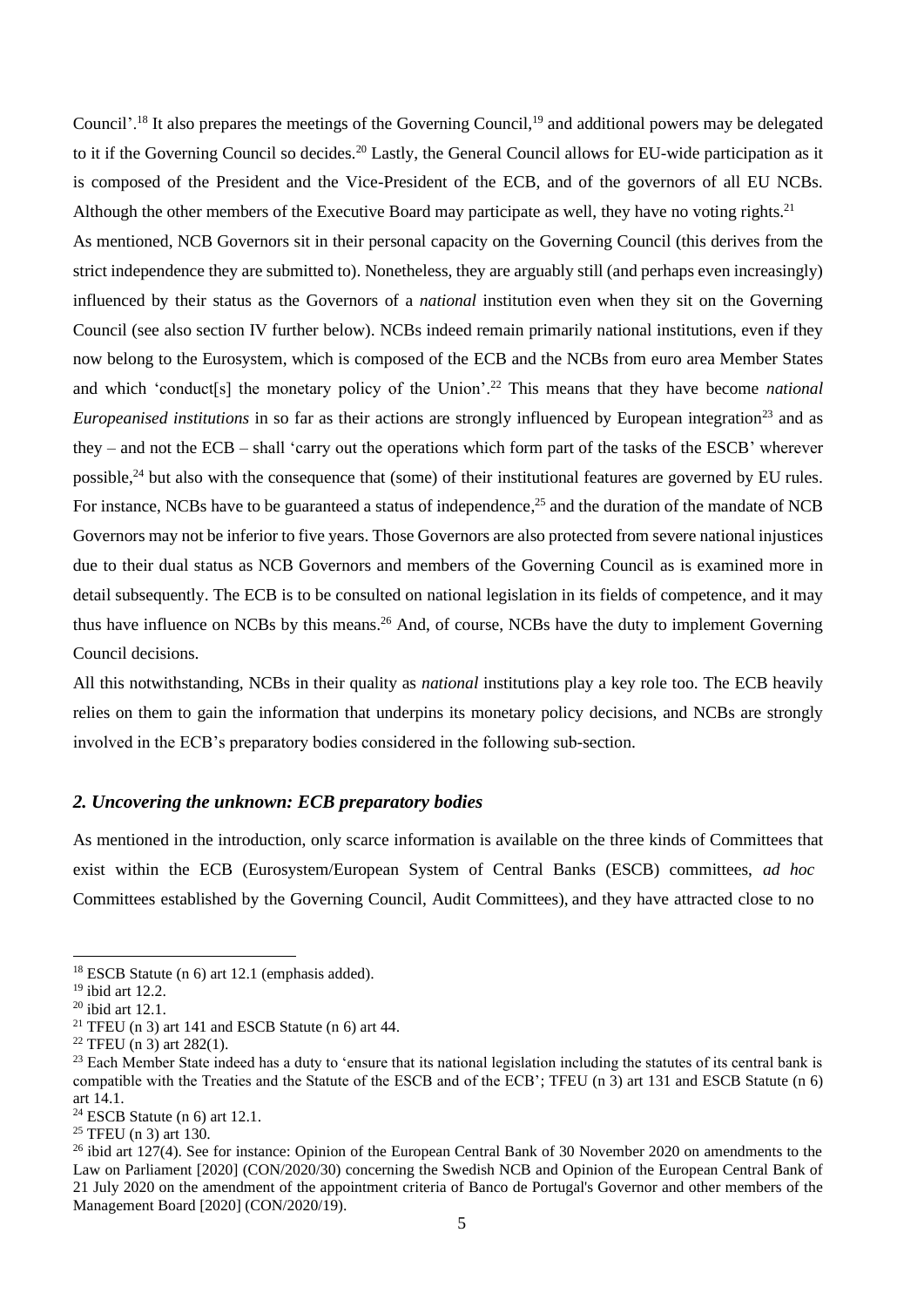Council'.[18] It also prepares the meetings of the Governing Council,[19] and additional powers may be delegated to it if the Governing Council so decides.[20] Lastly, the General Council allows for EU-wide participation as it is composed of the President and the Vice-President of the ECB, and of the governors of all EU NCBs. Although the other members of the Executive Board may participate as well, they have no voting rights.[21]

As mentioned, NCB Governors sit in their personal capacity on the Governing Council (this derives from the strict independence they are submitted to). Nonetheless, they are arguably still (and perhaps even increasingly) influenced by their status as the Governors of a *national* institution even when they sit on the Governing Council (see also section IV further below). NCBs indeed remain primarily national institutions, even if they now belong to the Eurosystem, which is composed of the ECB and the NCBs from euro area Member States and which 'conduct[s] the monetary policy of the Union'.[22] This means that they have become *national Europeanised institutions* in so far as their actions are strongly influenced by European integration[23] and as they – and not the ECB – shall 'carry out the operations which form part of the tasks of the ESCB' wherever possible,[24] but also with the consequence that (some) of their institutional features are governed by EU rules. For instance, NCBs have to be guaranteed a status of independence,[25] and the duration of the mandate of NCB Governors may not be inferior to five years. Those Governors are also protected from severe national injustices due to their dual status as NCB Governors and members of the Governing Council as is examined more in detail subsequently. The ECB is to be consulted on national legislation in its fields of competence, and it may thus have influence on NCBs by this means.[26] And, of course, NCBs have the duty to implement Governing Council decisions.

All this notwithstanding, NCBs in their quality as *national* institutions play a key role too. The ECB heavily relies on them to gain the information that underpins its monetary policy decisions, and NCBs are strongly involved in the ECB's preparatory bodies considered in the following sub-section.

### *2. Uncovering the unknown: ECB preparatory bodies*

As mentioned in the introduction, only scarce information is available on the three kinds of Committees that exist within the ECB (Eurosystem/European System of Central Banks (ESCB) committees, *ad hoc* Committees established by the Governing Council, Audit Committees), and they have attracted close to no

---

[18] ESCB Statute (n 6) art 12.1 (emphasis added).

[19] ibid art 12.2.

[20] ibid art 12.1.

[21] TFEU (n 3) art 141 and ESCB Statute (n 6) art 44.

[22] TFEU (n 3) art 282(1).

[23] Each Member State indeed has a duty to 'ensure that its national legislation including the statutes of its central bank is compatible with the Treaties and the Statute of the ESCB and of the ECB'; TFEU (n 3) art 131 and ESCB Statute (n 6) art 14.1.

[24] ESCB Statute (n 6) art 12.1.

[25] TFEU (n 3) art 130.

[26] ibid art 127(4). See for instance: Opinion of the European Central Bank of 30 November 2020 on amendments to the Law on Parliament [2020] (CON/2020/30) concerning the Swedish NCB and Opinion of the European Central Bank of 21 July 2020 on the amendment of the appointment criteria of Banco de Portugal's Governor and other members of the Management Board [2020] (CON/2020/19).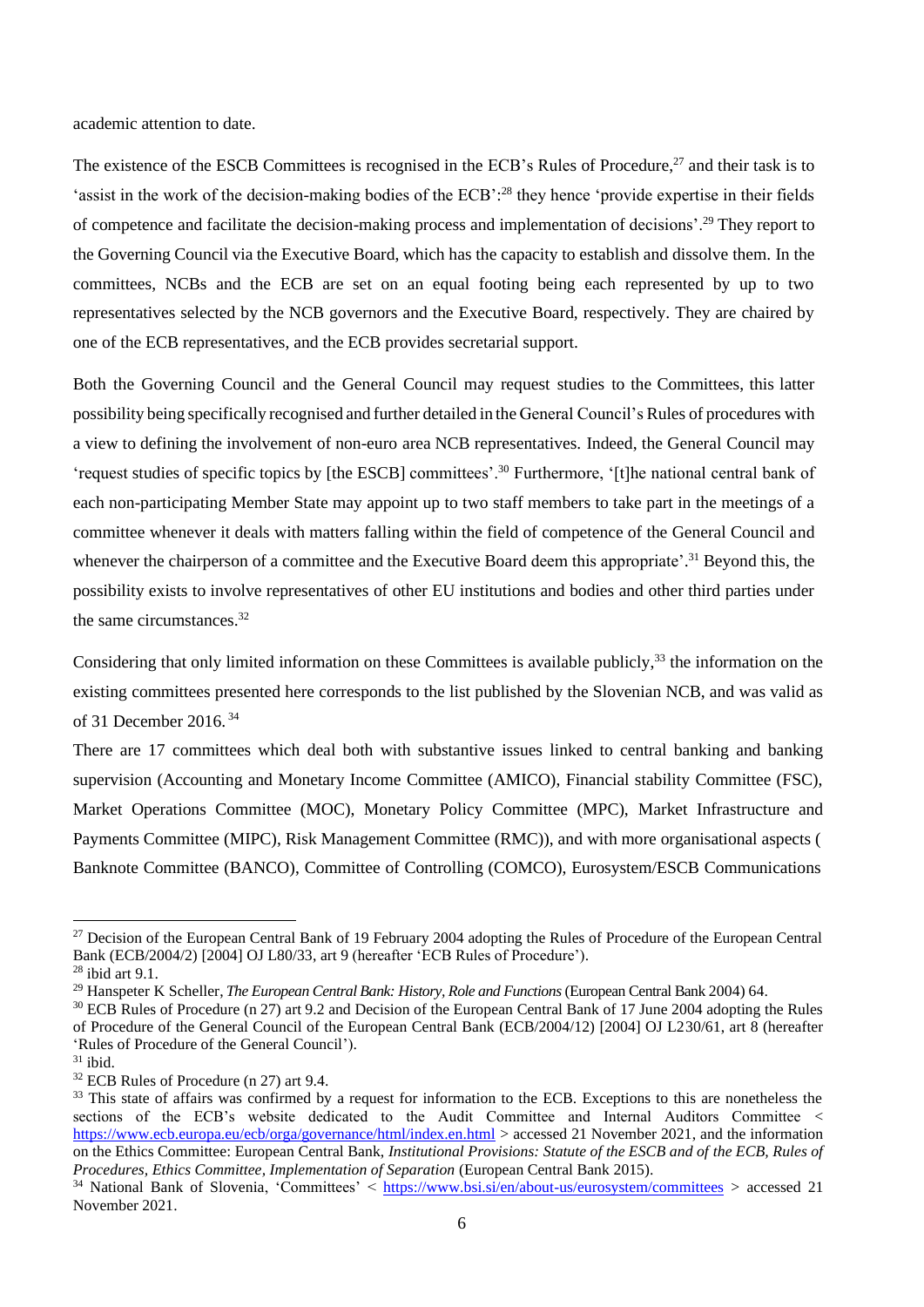academic attention to date.

The existence of the ESCB Committees is recognised in the ECB's Rules of Procedure,[27] and their task is to 'assist in the work of the decision-making bodies of the ECB':[28] they hence 'provide expertise in their fields of competence and facilitate the decision-making process and implementation of decisions'.[29] They report to the Governing Council via the Executive Board, which has the capacity to establish and dissolve them. In the committees, NCBs and the ECB are set on an equal footing being each represented by up to two representatives selected by the NCB governors and the Executive Board, respectively. They are chaired by one of the ECB representatives, and the ECB provides secretarial support.

Both the Governing Council and the General Council may request studies to the Committees, this latter possibility being specifically recognised and further detailed in the General Council's Rules of procedures with a view to defining the involvement of non-euro area NCB representatives. Indeed, the General Council may 'request studies of specific topics by [the ESCB] committees'.[30] Furthermore, '[t]he national central bank of each non-participating Member State may appoint up to two staff members to take part in the meetings of a committee whenever it deals with matters falling within the field of competence of the General Council and whenever the chairperson of a committee and the Executive Board deem this appropriate'.[31] Beyond this, the possibility exists to involve representatives of other EU institutions and bodies and other third parties under the same circumstances.[32]

Considering that only limited information on these Committees is available publicly,[33] the information on the existing committees presented here corresponds to the list published by the Slovenian NCB, and was valid as of 31 December 2016.[34]

There are 17 committees which deal both with substantive issues linked to central banking and banking supervision (Accounting and Monetary Income Committee (AMICO), Financial stability Committee (FSC), Market Operations Committee (MOC), Monetary Policy Committee (MPC), Market Infrastructure and Payments Committee (MIPC), Risk Management Committee (RMC)), and with more organisational aspects ( Banknote Committee (BANCO), Committee of Controlling (COMCO), Eurosystem/ESCB Communications

---

[27] Decision of the European Central Bank of 19 February 2004 adopting the Rules of Procedure of the European Central Bank (ECB/2004/2) [2004] OJ L80/33, art 9 (hereafter 'ECB Rules of Procedure').

[28] ibid art 9.1.

[29] Hanspeter K Scheller, *The European Central Bank: History, Role and Functions* (European Central Bank 2004) 64.

[30] ECB Rules of Procedure (n 27) art 9.2 and Decision of the European Central Bank of 17 June 2004 adopting the Rules of Procedure of the General Council of the European Central Bank (ECB/2004/12) [2004] OJ L230/61, art 8 (hereafter 'Rules of Procedure of the General Council').

[31] ibid.

[32] ECB Rules of Procedure (n 27) art 9.4.

[33] This state of affairs was confirmed by a request for information to the ECB. Exceptions to this are nonetheless the sections of the ECB's website dedicated to the Audit Committee and Internal Auditors Committee < https://www.ecb.europa.eu/ecb/orga/governance/html/index.en.html > accessed 21 November 2021, and the information on the Ethics Committee: European Central Bank, *Institutional Provisions: Statute of the ESCB and of the ECB, Rules of Procedures, Ethics Committee, Implementation of Separation* (European Central Bank 2015).

[34] National Bank of Slovenia, 'Committees' < https://www.bsi.si/en/about-us/eurosystem/committees > accessed 21 November 2021.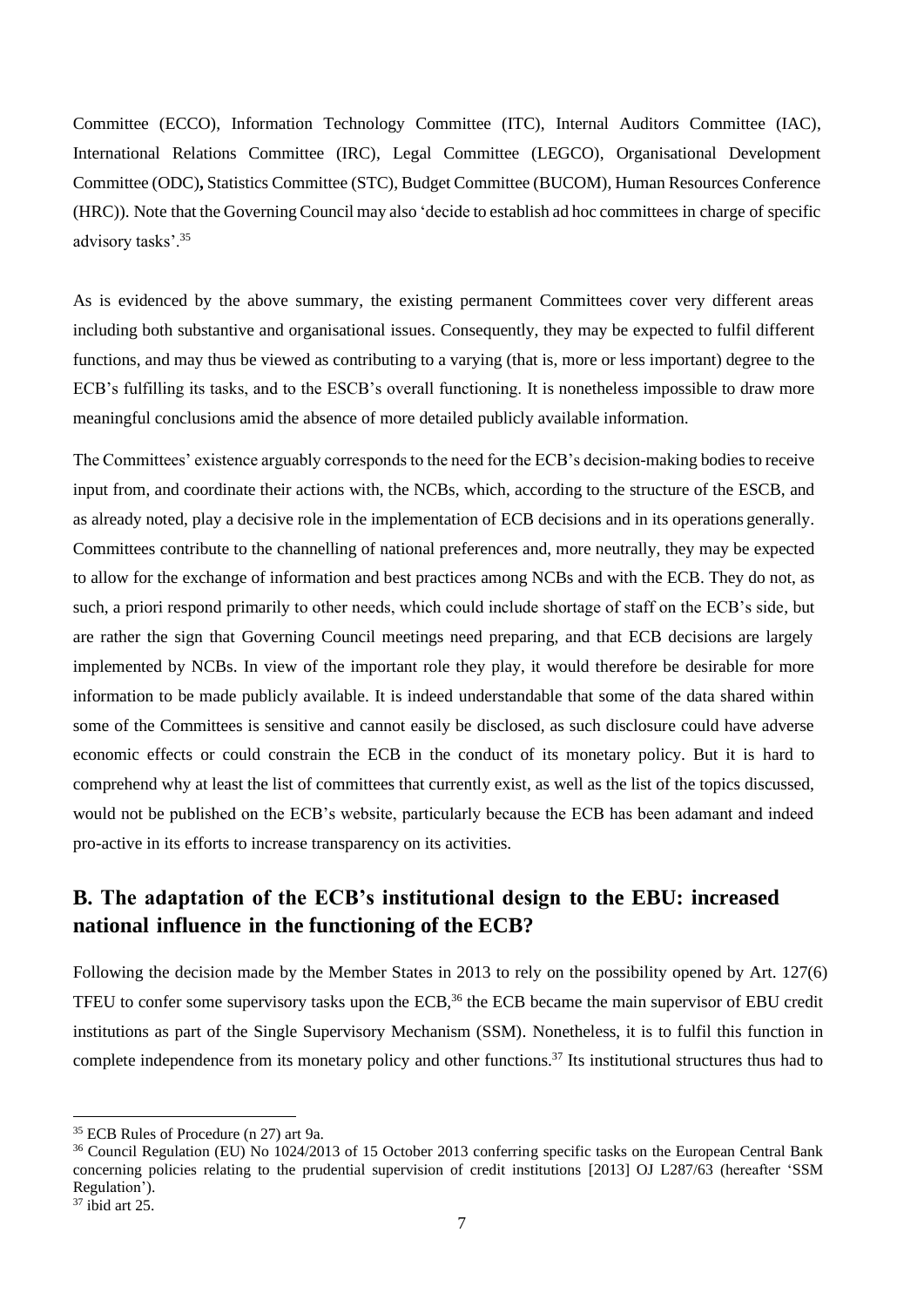Committee (ECCO), Information Technology Committee (ITC), Internal Auditors Committee (IAC), International Relations Committee (IRC), Legal Committee (LEGCO), Organisational Development Committee (ODC), Statistics Committee (STC), Budget Committee (BUCOM), Human Resources Conference (HRC)). Note that the Governing Council may also 'decide to establish ad hoc committees in charge of specific advisory tasks'.[35]

As is evidenced by the above summary, the existing permanent Committees cover very different areas including both substantive and organisational issues. Consequently, they may be expected to fulfil different functions, and may thus be viewed as contributing to a varying (that is, more or less important) degree to the ECB's fulfilling its tasks, and to the ESCB's overall functioning. It is nonetheless impossible to draw more meaningful conclusions amid the absence of more detailed publicly available information.

The Committees' existence arguably corresponds to the need for the ECB's decision-making bodies to receive input from, and coordinate their actions with, the NCBs, which, according to the structure of the ESCB, and as already noted, play a decisive role in the implementation of ECB decisions and in its operations generally. Committees contribute to the channelling of national preferences and, more neutrally, they may be expected to allow for the exchange of information and best practices among NCBs and with the ECB. They do not, as such, a priori respond primarily to other needs, which could include shortage of staff on the ECB's side, but are rather the sign that Governing Council meetings need preparing, and that ECB decisions are largely implemented by NCBs. In view of the important role they play, it would therefore be desirable for more information to be made publicly available. It is indeed understandable that some of the data shared within some of the Committees is sensitive and cannot easily be disclosed, as such disclosure could have adverse economic effects or could constrain the ECB in the conduct of its monetary policy. But it is hard to comprehend why at least the list of committees that currently exist, as well as the list of the topics discussed, would not be published on the ECB's website, particularly because the ECB has been adamant and indeed pro-active in its efforts to increase transparency on its activities.

## B. The adaptation of the ECB's institutional design to the EBU: increased national influence in the functioning of the ECB?

Following the decision made by the Member States in 2013 to rely on the possibility opened by Art. 127(6) TFEU to confer some supervisory tasks upon the ECB,[36] the ECB became the main supervisor of EBU credit institutions as part of the Single Supervisory Mechanism (SSM). Nonetheless, it is to fulfil this function in complete independence from its monetary policy and other functions.[37] Its institutional structures thus had to

---

[35] ECB Rules of Procedure (n 27) art 9a.

[36] Council Regulation (EU) No 1024/2013 of 15 October 2013 conferring specific tasks on the European Central Bank concerning policies relating to the prudential supervision of credit institutions [2013] OJ L287/63 (hereafter 'SSM Regulation').

[37] ibid art 25.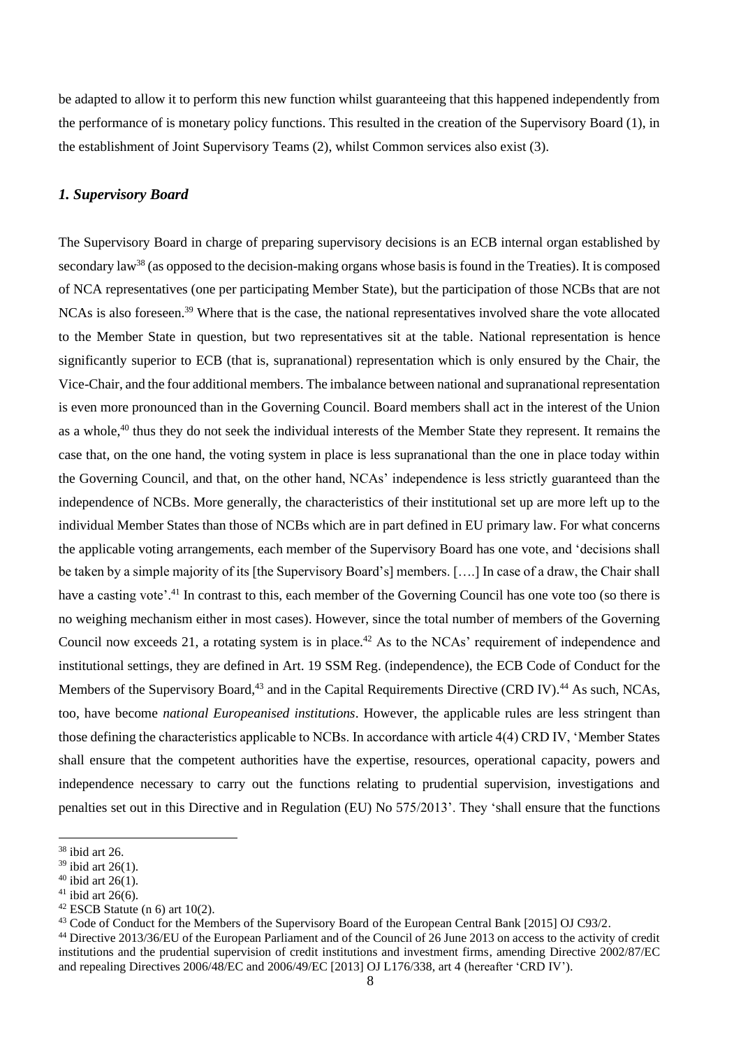be adapted to allow it to perform this new function whilst guaranteeing that this happened independently from the performance of is monetary policy functions. This resulted in the creation of the Supervisory Board (1), in the establishment of Joint Supervisory Teams (2), whilst Common services also exist (3).

### *1. Supervisory Board*

The Supervisory Board in charge of preparing supervisory decisions is an ECB internal organ established by secondary law[38] (as opposed to the decision-making organs whose basis is found in the Treaties). It is composed of NCA representatives (one per participating Member State), but the participation of those NCBs that are not NCAs is also foreseen.[39] Where that is the case, the national representatives involved share the vote allocated to the Member State in question, but two representatives sit at the table. National representation is hence significantly superior to ECB (that is, supranational) representation which is only ensured by the Chair, the Vice-Chair, and the four additional members. The imbalance between national and supranational representation is even more pronounced than in the Governing Council. Board members shall act in the interest of the Union as a whole,[40] thus they do not seek the individual interests of the Member State they represent. It remains the case that, on the one hand, the voting system in place is less supranational than the one in place today within the Governing Council, and that, on the other hand, NCAs' independence is less strictly guaranteed than the independence of NCBs. More generally, the characteristics of their institutional set up are more left up to the individual Member States than those of NCBs which are in part defined in EU primary law. For what concerns the applicable voting arrangements, each member of the Supervisory Board has one vote, and 'decisions shall be taken by a simple majority of its [the Supervisory Board's] members. [….] In case of a draw, the Chair shall have a casting vote'.[41] In contrast to this, each member of the Governing Council has one vote too (so there is no weighing mechanism either in most cases). However, since the total number of members of the Governing Council now exceeds 21, a rotating system is in place.[42] As to the NCAs' requirement of independence and institutional settings, they are defined in Art. 19 SSM Reg. (independence), the ECB Code of Conduct for the Members of the Supervisory Board,[43] and in the Capital Requirements Directive (CRD IV).[44] As such, NCAs, too, have become *national Europeanised institutions*. However, the applicable rules are less stringent than those defining the characteristics applicable to NCBs. In accordance with article 4(4) CRD IV, 'Member States shall ensure that the competent authorities have the expertise, resources, operational capacity, powers and independence necessary to carry out the functions relating to prudential supervision, investigations and penalties set out in this Directive and in Regulation (EU) No 575/2013'. They 'shall ensure that the functions

---

[38] ibid art 26.

[39] ibid art 26(1).

[40] ibid art 26(1).

[41] ibid art 26(6).

[42] ESCB Statute (n 6) art 10(2).

[43] Code of Conduct for the Members of the Supervisory Board of the European Central Bank [2015] OJ C93/2.

[44] Directive 2013/36/EU of the European Parliament and of the Council of 26 June 2013 on access to the activity of credit institutions and the prudential supervision of credit institutions and investment firms, amending Directive 2002/87/EC and repealing Directives 2006/48/EC and 2006/49/EC [2013] OJ L176/338, art 4 (hereafter 'CRD IV').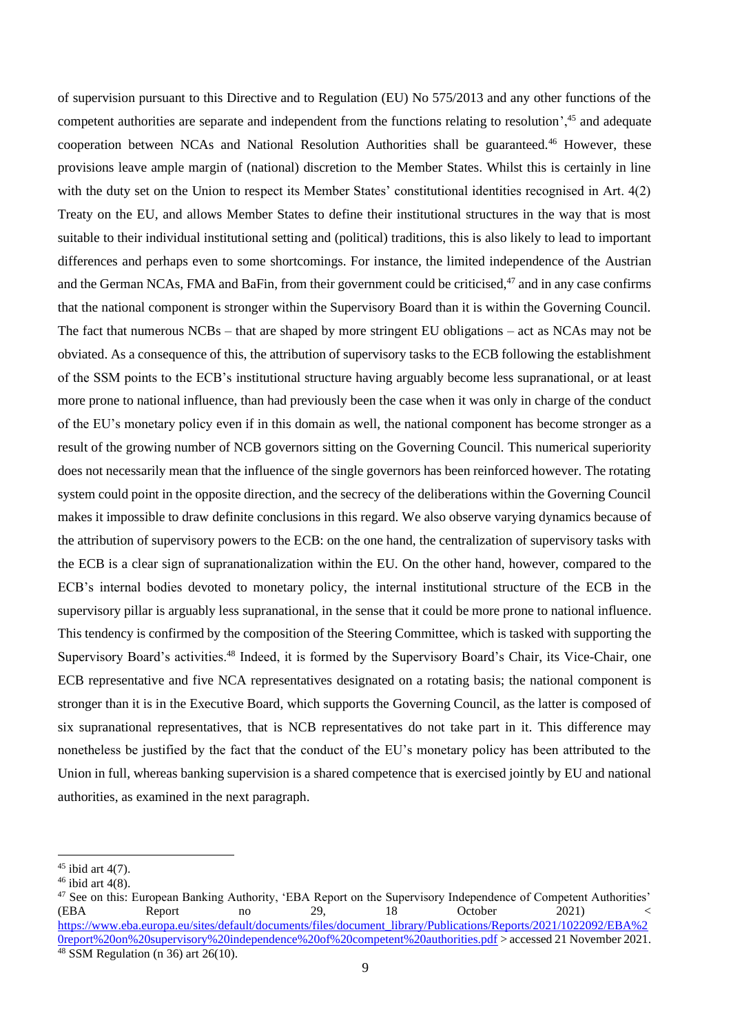of supervision pursuant to this Directive and to Regulation (EU) No 575/2013 and any other functions of the competent authorities are separate and independent from the functions relating to resolution',[45] and adequate cooperation between NCAs and National Resolution Authorities shall be guaranteed.[46] However, these provisions leave ample margin of (national) discretion to the Member States. Whilst this is certainly in line with the duty set on the Union to respect its Member States' constitutional identities recognised in Art. 4(2) Treaty on the EU, and allows Member States to define their institutional structures in the way that is most suitable to their individual institutional setting and (political) traditions, this is also likely to lead to important differences and perhaps even to some shortcomings. For instance, the limited independence of the Austrian and the German NCAs, FMA and BaFin, from their government could be criticised,[47] and in any case confirms that the national component is stronger within the Supervisory Board than it is within the Governing Council. The fact that numerous NCBs – that are shaped by more stringent EU obligations – act as NCAs may not be obviated. As a consequence of this, the attribution of supervisory tasks to the ECB following the establishment of the SSM points to the ECB's institutional structure having arguably become less supranational, or at least more prone to national influence, than had previously been the case when it was only in charge of the conduct of the EU's monetary policy even if in this domain as well, the national component has become stronger as a result of the growing number of NCB governors sitting on the Governing Council. This numerical superiority does not necessarily mean that the influence of the single governors has been reinforced however. The rotating system could point in the opposite direction, and the secrecy of the deliberations within the Governing Council makes it impossible to draw definite conclusions in this regard. We also observe varying dynamics because of the attribution of supervisory powers to the ECB: on the one hand, the centralization of supervisory tasks with the ECB is a clear sign of supranationalization within the EU. On the other hand, however, compared to the ECB's internal bodies devoted to monetary policy, the internal institutional structure of the ECB in the supervisory pillar is arguably less supranational, in the sense that it could be more prone to national influence. This tendency is confirmed by the composition of the Steering Committee, which is tasked with supporting the Supervisory Board's activities.[48] Indeed, it is formed by the Supervisory Board's Chair, its Vice-Chair, one ECB representative and five NCA representatives designated on a rotating basis; the national component is stronger than it is in the Executive Board, which supports the Governing Council, as the latter is composed of six supranational representatives, that is NCB representatives do not take part in it. This difference may nonetheless be justified by the fact that the conduct of the EU's monetary policy has been attributed to the Union in full, whereas banking supervision is a shared competence that is exercised jointly by EU and national authorities, as examined in the next paragraph.

---

[45] ibid art 4(7).

[46] ibid art 4(8).

[47] See on this: European Banking Authority, 'EBA Report on the Supervisory Independence of Competent Authorities' (EBA Report no 29, 18 October 2021) < https://www.eba.europa.eu/sites/default/documents/files/document_library/Publications/Reports/2021/1022092/EBA%20report%20on%20supervisory%20independence%20of%20competent%20authorities.pdf > accessed 21 November 2021.

[48] SSM Regulation (n 36) art 26(10).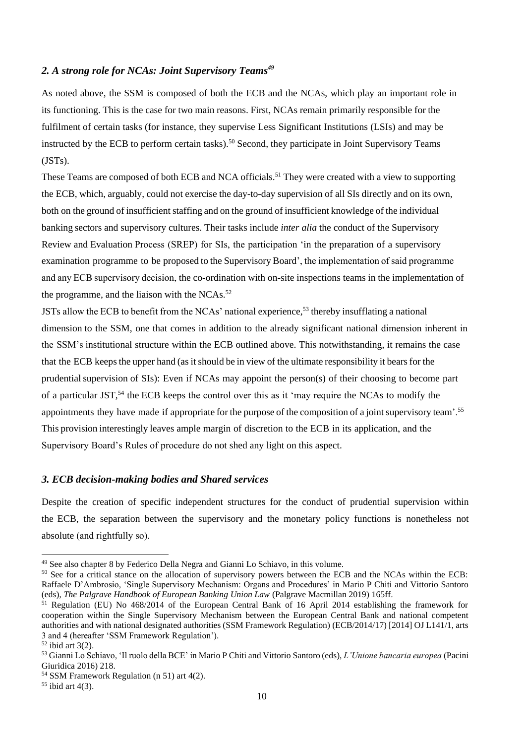## *2. A strong role for NCAs: Joint Supervisory Teams*[49]

As noted above, the SSM is composed of both the ECB and the NCAs, which play an important role in its functioning. This is the case for two main reasons. First, NCAs remain primarily responsible for the fulfilment of certain tasks (for instance, they supervise Less Significant Institutions (LSIs) and may be instructed by the ECB to perform certain tasks).[50] Second, they participate in Joint Supervisory Teams (JSTs).

These Teams are composed of both ECB and NCA officials.[51] They were created with a view to supporting the ECB, which, arguably, could not exercise the day-to-day supervision of all SIs directly and on its own, both on the ground of insufficient staffing and on the ground of insufficient knowledge of the individual banking sectors and supervisory cultures. Their tasks include *inter alia* the conduct of the Supervisory Review and Evaluation Process (SREP) for SIs, the participation 'in the preparation of a supervisory examination programme to be proposed to the Supervisory Board', the implementation of said programme and any ECB supervisory decision, the co-ordination with on-site inspections teams in the implementation of the programme, and the liaison with the NCAs.[52]

JSTs allow the ECB to benefit from the NCAs' national experience,[53] thereby insufflating a national dimension to the SSM, one that comes in addition to the already significant national dimension inherent in the SSM's institutional structure within the ECB outlined above. This notwithstanding, it remains the case that the ECB keeps the upper hand (as it should be in view of the ultimate responsibility it bears for the prudential supervision of SIs): Even if NCAs may appoint the person(s) of their choosing to become part of a particular JST,[54] the ECB keeps the control over this as it 'may require the NCAs to modify the appointments they have made if appropriate for the purpose of the composition of a joint supervisory team'.[55] This provision interestingly leaves ample margin of discretion to the ECB in its application, and the Supervisory Board's Rules of procedure do not shed any light on this aspect.

## *3. ECB decision-making bodies and Shared services*

Despite the creation of specific independent structures for the conduct of prudential supervision within the ECB, the separation between the supervisory and the monetary policy functions is nonetheless not absolute (and rightfully so).

---

[49] See also chapter 8 by Federico Della Negra and Gianni Lo Schiavo, in this volume.

[50] See for a critical stance on the allocation of supervisory powers between the ECB and the NCAs within the ECB: Raffaele D'Ambrosio, 'Single Supervisory Mechanism: Organs and Procedures' in Mario P Chiti and Vittorio Santoro (eds), *The Palgrave Handbook of European Banking Union Law* (Palgrave Macmillan 2019) 165ff.

[51] Regulation (EU) No 468/2014 of the European Central Bank of 16 April 2014 establishing the framework for cooperation within the Single Supervisory Mechanism between the European Central Bank and national competent authorities and with national designated authorities (SSM Framework Regulation) (ECB/2014/17) [2014] OJ L141/1, arts 3 and 4 (hereafter 'SSM Framework Regulation').

[52] ibid art 3(2).

[53] Gianni Lo Schiavo, 'Il ruolo della BCE' in Mario P Chiti and Vittorio Santoro (eds), *L'Unione bancaria europea* (Pacini Giuridica 2016) 218.

[54] SSM Framework Regulation (n 51) art 4(2).

[55] ibid art 4(3).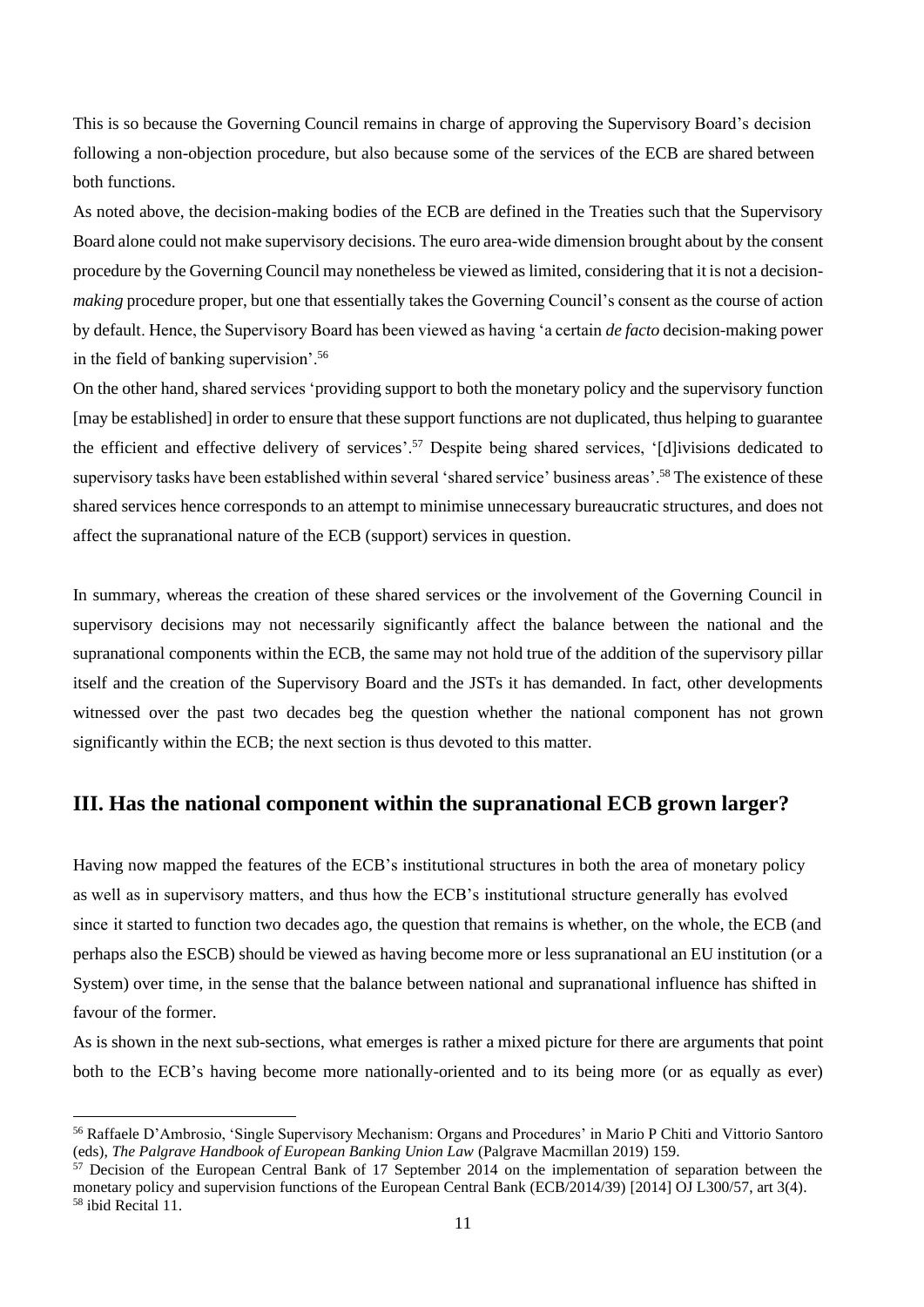This is so because the Governing Council remains in charge of approving the Supervisory Board's decision following a non-objection procedure, but also because some of the services of the ECB are shared between both functions.

As noted above, the decision-making bodies of the ECB are defined in the Treaties such that the Supervisory Board alone could not make supervisory decisions. The euro area-wide dimension brought about by the consent procedure by the Governing Council may nonetheless be viewed as limited, considering that it is not a decision-*making* procedure proper, but one that essentially takes the Governing Council's consent as the course of action by default. Hence, the Supervisory Board has been viewed as having 'a certain *de facto* decision-making power in the field of banking supervision'.[56]

On the other hand, shared services 'providing support to both the monetary policy and the supervisory function [may be established] in order to ensure that these support functions are not duplicated, thus helping to guarantee the efficient and effective delivery of services'.[57] Despite being shared services, '[d]ivisions dedicated to supervisory tasks have been established within several 'shared service' business areas'.[58] The existence of these shared services hence corresponds to an attempt to minimise unnecessary bureaucratic structures, and does not affect the supranational nature of the ECB (support) services in question.

In summary, whereas the creation of these shared services or the involvement of the Governing Council in supervisory decisions may not necessarily significantly affect the balance between the national and the supranational components within the ECB, the same may not hold true of the addition of the supervisory pillar itself and the creation of the Supervisory Board and the JSTs it has demanded. In fact, other developments witnessed over the past two decades beg the question whether the national component has not grown significantly within the ECB; the next section is thus devoted to this matter.

## III. Has the national component within the supranational ECB grown larger?

Having now mapped the features of the ECB's institutional structures in both the area of monetary policy as well as in supervisory matters, and thus how the ECB's institutional structure generally has evolved since it started to function two decades ago, the question that remains is whether, on the whole, the ECB (and perhaps also the ESCB) should be viewed as having become more or less supranational an EU institution (or a System) over time, in the sense that the balance between national and supranational influence has shifted in favour of the former.

As is shown in the next sub-sections, what emerges is rather a mixed picture for there are arguments that point both to the ECB's having become more nationally-oriented and to its being more (or as equally as ever)

[56] Raffaele D'Ambrosio, 'Single Supervisory Mechanism: Organs and Procedures' in Mario P Chiti and Vittorio Santoro (eds), *The Palgrave Handbook of European Banking Union Law* (Palgrave Macmillan 2019) 159.

[57] Decision of the European Central Bank of 17 September 2014 on the implementation of separation between the monetary policy and supervision functions of the European Central Bank (ECB/2014/39) [2014] OJ L300/57, art 3(4).

[58] ibid Recital 11.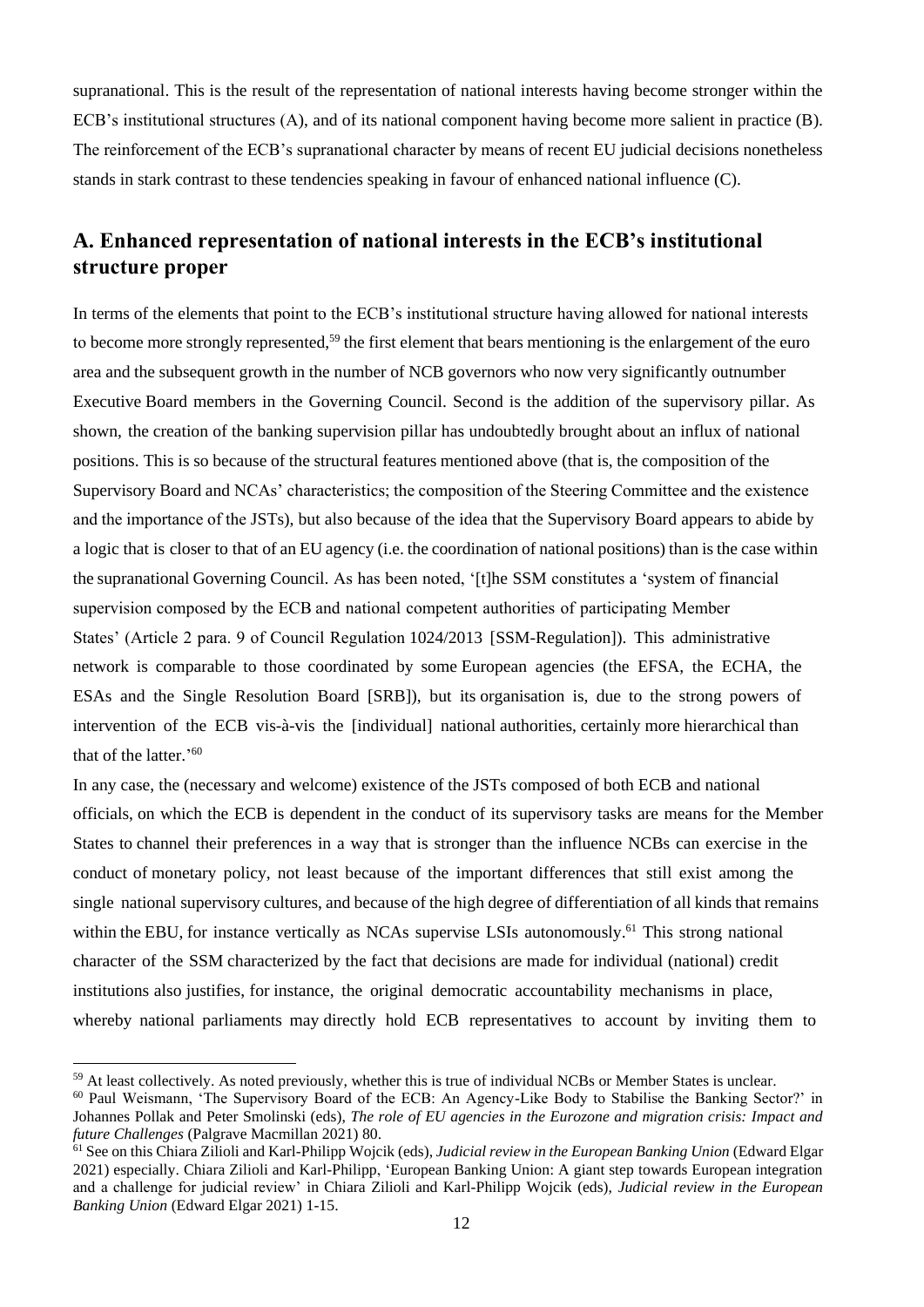supranational. This is the result of the representation of national interests having become stronger within the ECB's institutional structures (A), and of its national component having become more salient in practice (B). The reinforcement of the ECB's supranational character by means of recent EU judicial decisions nonetheless stands in stark contrast to these tendencies speaking in favour of enhanced national influence (C).

## A. Enhanced representation of national interests in the ECB's institutional structure proper

In terms of the elements that point to the ECB's institutional structure having allowed for national interests to become more strongly represented,[59] the first element that bears mentioning is the enlargement of the euro area and the subsequent growth in the number of NCB governors who now very significantly outnumber Executive Board members in the Governing Council. Second is the addition of the supervisory pillar. As shown, the creation of the banking supervision pillar has undoubtedly brought about an influx of national positions. This is so because of the structural features mentioned above (that is, the composition of the Supervisory Board and NCAs' characteristics; the composition of the Steering Committee and the existence and the importance of the JSTs), but also because of the idea that the Supervisory Board appears to abide by a logic that is closer to that of an EU agency (i.e. the coordination of national positions) than is the case within the supranational Governing Council. As has been noted, '[t]he SSM constitutes a 'system of financial supervision composed by the ECB and national competent authorities of participating Member States' (Article 2 para. 9 of Council Regulation 1024/2013 [SSM-Regulation]). This administrative network is comparable to those coordinated by some European agencies (the EFSA, the ECHA, the ESAs and the Single Resolution Board [SRB]), but its organisation is, due to the strong powers of intervention of the ECB vis-à-vis the [individual] national authorities, certainly more hierarchical than that of the latter.'[60]

In any case, the (necessary and welcome) existence of the JSTs composed of both ECB and national officials, on which the ECB is dependent in the conduct of its supervisory tasks are means for the Member States to channel their preferences in a way that is stronger than the influence NCBs can exercise in the conduct of monetary policy, not least because of the important differences that still exist among the single national supervisory cultures, and because of the high degree of differentiation of all kinds that remains within the EBU, for instance vertically as NCAs supervise LSIs autonomously.[61] This strong national character of the SSM characterized by the fact that decisions are made for individual (national) credit institutions also justifies, for instance, the original democratic accountability mechanisms in place, whereby national parliaments may directly hold ECB representatives to account by inviting them to

---

[59] At least collectively. As noted previously, whether this is true of individual NCBs or Member States is unclear.

[60] Paul Weismann, 'The Supervisory Board of the ECB: An Agency-Like Body to Stabilise the Banking Sector?' in Johannes Pollak and Peter Smolinski (eds), *The role of EU agencies in the Eurozone and migration crisis: Impact and future Challenges* (Palgrave Macmillan 2021) 80.

[61] See on this Chiara Zilioli and Karl-Philipp Wojcik (eds), *Judicial review in the European Banking Union* (Edward Elgar 2021) especially. Chiara Zilioli and Karl-Philipp, 'European Banking Union: A giant step towards European integration and a challenge for judicial review' in Chiara Zilioli and Karl-Philipp Wojcik (eds), *Judicial review in the European Banking Union* (Edward Elgar 2021) 1-15.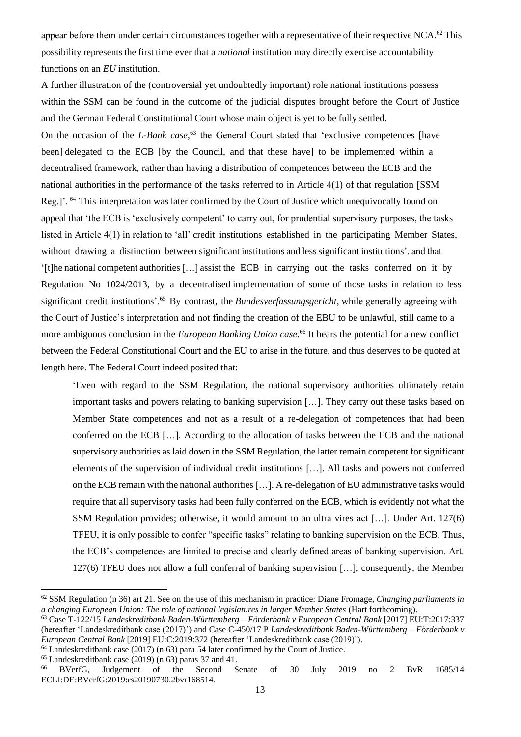appear before them under certain circumstances together with a representative of their respective NCA.[62] This possibility represents the first time ever that a *national* institution may directly exercise accountability functions on an *EU* institution.

A further illustration of the (controversial yet undoubtedly important) role national institutions possess within the SSM can be found in the outcome of the judicial disputes brought before the Court of Justice and the German Federal Constitutional Court whose main object is yet to be fully settled.

On the occasion of the *L-Bank case*,[63] the General Court stated that 'exclusive competences [have been] delegated to the ECB [by the Council, and that these have] to be implemented within a decentralised framework, rather than having a distribution of competences between the ECB and the national authorities in the performance of the tasks referred to in Article 4(1) of that regulation [SSM Reg.]'.[64] This interpretation was later confirmed by the Court of Justice which unequivocally found on appeal that 'the ECB is 'exclusively competent' to carry out, for prudential supervisory purposes, the tasks listed in Article 4(1) in relation to 'all' credit institutions established in the participating Member States, without drawing a distinction between significant institutions and less significant institutions', and that '[t]he national competent authorities […] assist the ECB in carrying out the tasks conferred on it by Regulation No 1024/2013, by a decentralised implementation of some of those tasks in relation to less significant credit institutions'.[65] By contrast, the *Bundesverfassungsgericht*, while generally agreeing with the Court of Justice's interpretation and not finding the creation of the EBU to be unlawful, still came to a more ambiguous conclusion in the *European Banking Union case*.[66] It bears the potential for a new conflict between the Federal Constitutional Court and the EU to arise in the future, and thus deserves to be quoted at length here. The Federal Court indeed posited that:

> 'Even with regard to the SSM Regulation, the national supervisory authorities ultimately retain important tasks and powers relating to banking supervision […]. They carry out these tasks based on Member State competences and not as a result of a re-delegation of competences that had been conferred on the ECB […]. According to the allocation of tasks between the ECB and the national supervisory authorities as laid down in the SSM Regulation, the latter remain competent for significant elements of the supervision of individual credit institutions […]. All tasks and powers not conferred on the ECB remain with the national authorities […]. A re-delegation of EU administrative tasks would require that all supervisory tasks had been fully conferred on the ECB, which is evidently not what the SSM Regulation provides; otherwise, it would amount to an ultra vires act […]. Under Art. 127(6) TFEU, it is only possible to confer "specific tasks" relating to banking supervision on the ECB. Thus, the ECB's competences are limited to precise and clearly defined areas of banking supervision. Art. 127(6) TFEU does not allow a full conferral of banking supervision […]; consequently, the Member

---

[62] SSM Regulation (n 36) art 21. See on the use of this mechanism in practice: Diane Fromage, *Changing parliaments in a changing European Union: The role of national legislatures in larger Member States* (Hart forthcoming).

[63] Case T-122/15 *Landeskreditbank Baden-Württemberg – Förderbank v European Central Bank* [2017] EU:T:2017:337 (hereafter 'Landeskreditbank case (2017)') and Case C-450/17 P *Landeskreditbank Baden-Württemberg – Förderbank v European Central Bank* [2019] EU:C:2019:372 (hereafter 'Landeskreditbank case (2019)').

[64] Landeskreditbank case (2017) (n 63) para 54 later confirmed by the Court of Justice.

[65] Landeskreditbank case (2019) (n 63) paras 37 and 41.

[66] BVerfG, Judgement of the Second Senate of 30 July 2019 no 2 BvR 1685/14 ECLI:DE:BVerfG:2019:rs20190730.2bvr168514.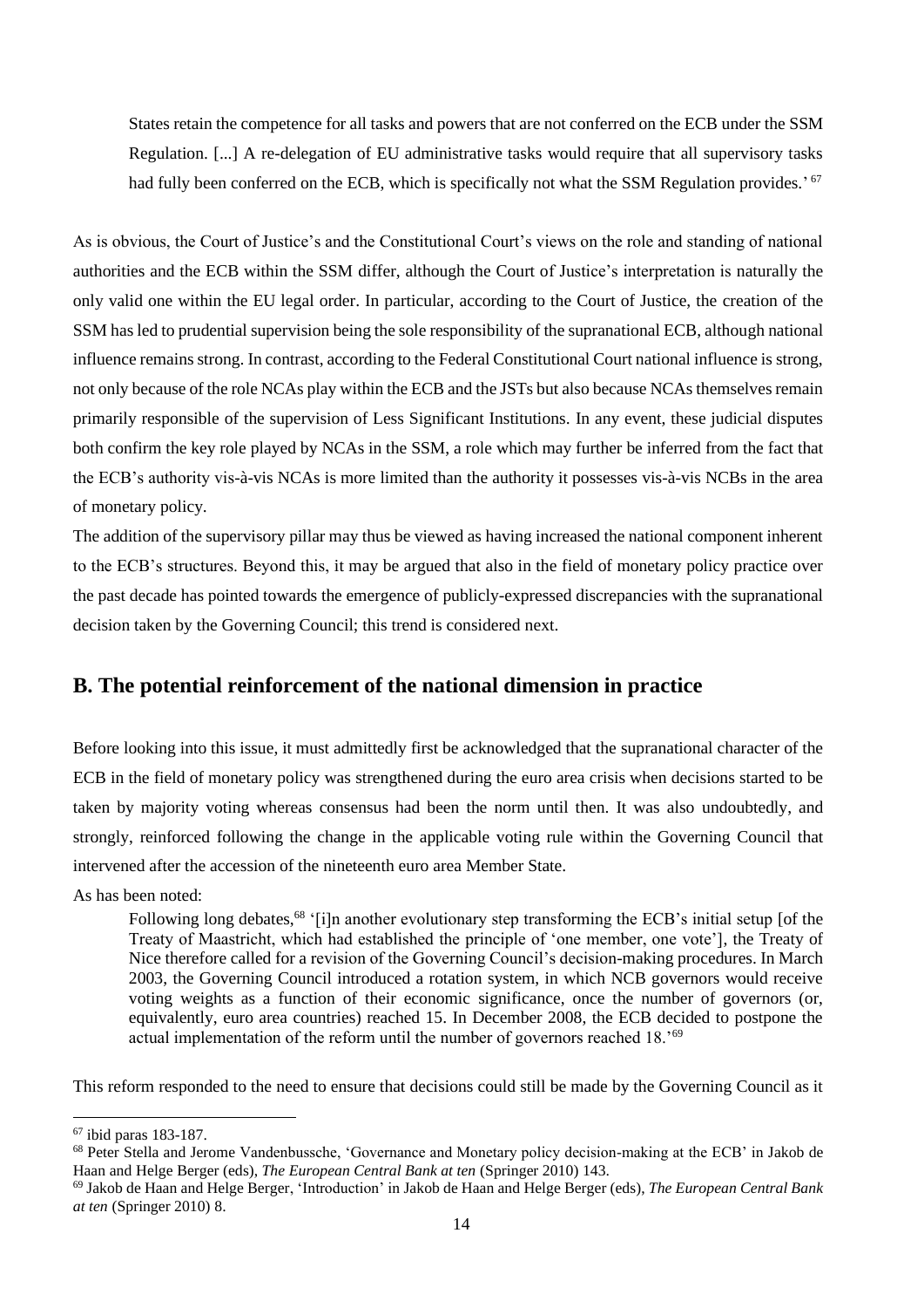States retain the competence for all tasks and powers that are not conferred on the ECB under the SSM Regulation. [...] A re-delegation of EU administrative tasks would require that all supervisory tasks had fully been conferred on the ECB, which is specifically not what the SSM Regulation provides.' [67]

As is obvious, the Court of Justice's and the Constitutional Court's views on the role and standing of national authorities and the ECB within the SSM differ, although the Court of Justice's interpretation is naturally the only valid one within the EU legal order. In particular, according to the Court of Justice, the creation of the SSM has led to prudential supervision being the sole responsibility of the supranational ECB, although national influence remains strong. In contrast, according to the Federal Constitutional Court national influence is strong, not only because of the role NCAs play within the ECB and the JSTs but also because NCAs themselves remain primarily responsible of the supervision of Less Significant Institutions. In any event, these judicial disputes both confirm the key role played by NCAs in the SSM, a role which may further be inferred from the fact that the ECB's authority vis-à-vis NCAs is more limited than the authority it possesses vis-à-vis NCBs in the area of monetary policy.

The addition of the supervisory pillar may thus be viewed as having increased the national component inherent to the ECB's structures. Beyond this, it may be argued that also in the field of monetary policy practice over the past decade has pointed towards the emergence of publicly-expressed discrepancies with the supranational decision taken by the Governing Council; this trend is considered next.

## B. The potential reinforcement of the national dimension in practice

Before looking into this issue, it must admittedly first be acknowledged that the supranational character of the ECB in the field of monetary policy was strengthened during the euro area crisis when decisions started to be taken by majority voting whereas consensus had been the norm until then. It was also undoubtedly, and strongly, reinforced following the change in the applicable voting rule within the Governing Council that intervened after the accession of the nineteenth euro area Member State.

As has been noted:

> Following long debates,[68] '[i]n another evolutionary step transforming the ECB's initial setup [of the Treaty of Maastricht, which had established the principle of 'one member, one vote'], the Treaty of Nice therefore called for a revision of the Governing Council's decision-making procedures. In March 2003, the Governing Council introduced a rotation system, in which NCB governors would receive voting weights as a function of their economic significance, once the number of governors (or, equivalently, euro area countries) reached 15. In December 2008, the ECB decided to postpone the actual implementation of the reform until the number of governors reached 18.'[69]

This reform responded to the need to ensure that decisions could still be made by the Governing Council as it

---

[67] ibid paras 183-187.

[68] Peter Stella and Jerome Vandenbussche, 'Governance and Monetary policy decision-making at the ECB' in Jakob de Haan and Helge Berger (eds), *The European Central Bank at ten* (Springer 2010) 143.

[69] Jakob de Haan and Helge Berger, 'Introduction' in Jakob de Haan and Helge Berger (eds), *The European Central Bank at ten* (Springer 2010) 8.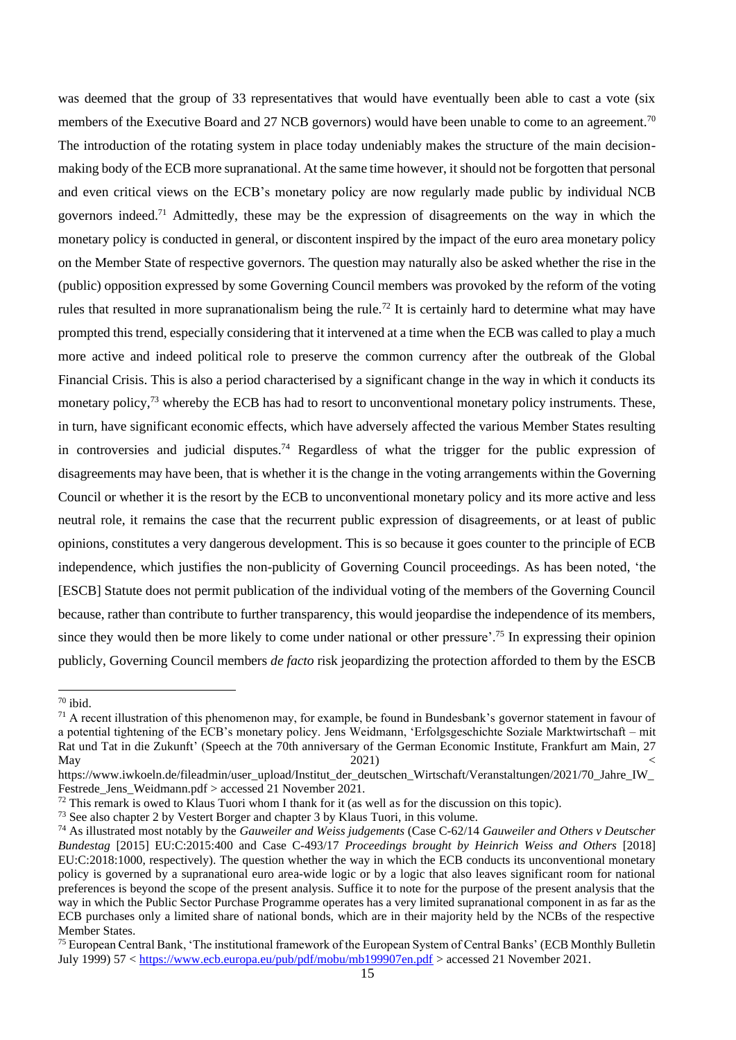was deemed that the group of 33 representatives that would have eventually been able to cast a vote (six members of the Executive Board and 27 NCB governors) would have been unable to come to an agreement.[70] The introduction of the rotating system in place today undeniably makes the structure of the main decision-making body of the ECB more supranational. At the same time however, it should not be forgotten that personal and even critical views on the ECB's monetary policy are now regularly made public by individual NCB governors indeed.[71] Admittedly, these may be the expression of disagreements on the way in which the monetary policy is conducted in general, or discontent inspired by the impact of the euro area monetary policy on the Member State of respective governors. The question may naturally also be asked whether the rise in the (public) opposition expressed by some Governing Council members was provoked by the reform of the voting rules that resulted in more supranationalism being the rule.[72] It is certainly hard to determine what may have prompted this trend, especially considering that it intervened at a time when the ECB was called to play a much more active and indeed political role to preserve the common currency after the outbreak of the Global Financial Crisis. This is also a period characterised by a significant change in the way in which it conducts its monetary policy,[73] whereby the ECB has had to resort to unconventional monetary policy instruments. These, in turn, have significant economic effects, which have adversely affected the various Member States resulting in controversies and judicial disputes.[74] Regardless of what the trigger for the public expression of disagreements may have been, that is whether it is the change in the voting arrangements within the Governing Council or whether it is the resort by the ECB to unconventional monetary policy and its more active and less neutral role, it remains the case that the recurrent public expression of disagreements, or at least of public opinions, constitutes a very dangerous development. This is so because it goes counter to the principle of ECB independence, which justifies the non-publicity of Governing Council proceedings. As has been noted, 'the [ESCB] Statute does not permit publication of the individual voting of the members of the Governing Council because, rather than contribute to further transparency, this would jeopardise the independence of its members, since they would then be more likely to come under national or other pressure'.[75] In expressing their opinion publicly, Governing Council members *de facto* risk jeopardizing the protection afforded to them by the ESCB

---

[70] ibid.

[71] A recent illustration of this phenomenon may, for example, be found in Bundesbank's governor statement in favour of a potential tightening of the ECB's monetary policy. Jens Weidmann, 'Erfolgsgeschichte Soziale Marktwirtschaft – mit Rat und Tat in die Zukunft' (Speech at the 70th anniversary of the German Economic Institute, Frankfurt am Main, 27 May 2021) < https://www.iwkoeln.de/fileadmin/user_upload/Institut_der_deutschen_Wirtschaft/Veranstaltungen/2021/70_Jahre_IW_Festrede_Jens_Weidmann.pdf > accessed 21 November 2021.

[72] This remark is owed to Klaus Tuori whom I thank for it (as well as for the discussion on this topic).

[73] See also chapter 2 by Vestert Borger and chapter 3 by Klaus Tuori, in this volume.

[74] As illustrated most notably by the *Gauweiler and Weiss judgements* (Case C-62/14 *Gauweiler and Others v Deutscher Bundestag* [2015] EU:C:2015:400 and Case C-493/17 *Proceedings brought by Heinrich Weiss and Others* [2018] EU:C:2018:1000, respectively). The question whether the way in which the ECB conducts its unconventional monetary policy is governed by a supranational euro area-wide logic or by a logic that also leaves significant room for national preferences is beyond the scope of the present analysis. Suffice it to note for the purpose of the present analysis that the way in which the Public Sector Purchase Programme operates has a very limited supranational component in as far as the ECB purchases only a limited share of national bonds, which are in their majority held by the NCBs of the respective Member States.

[75] European Central Bank, 'The institutional framework of the European System of Central Banks' (ECB Monthly Bulletin July 1999) 57 < https://www.ecb.europa.eu/pub/pdf/mobu/mb199907en.pdf > accessed 21 November 2021.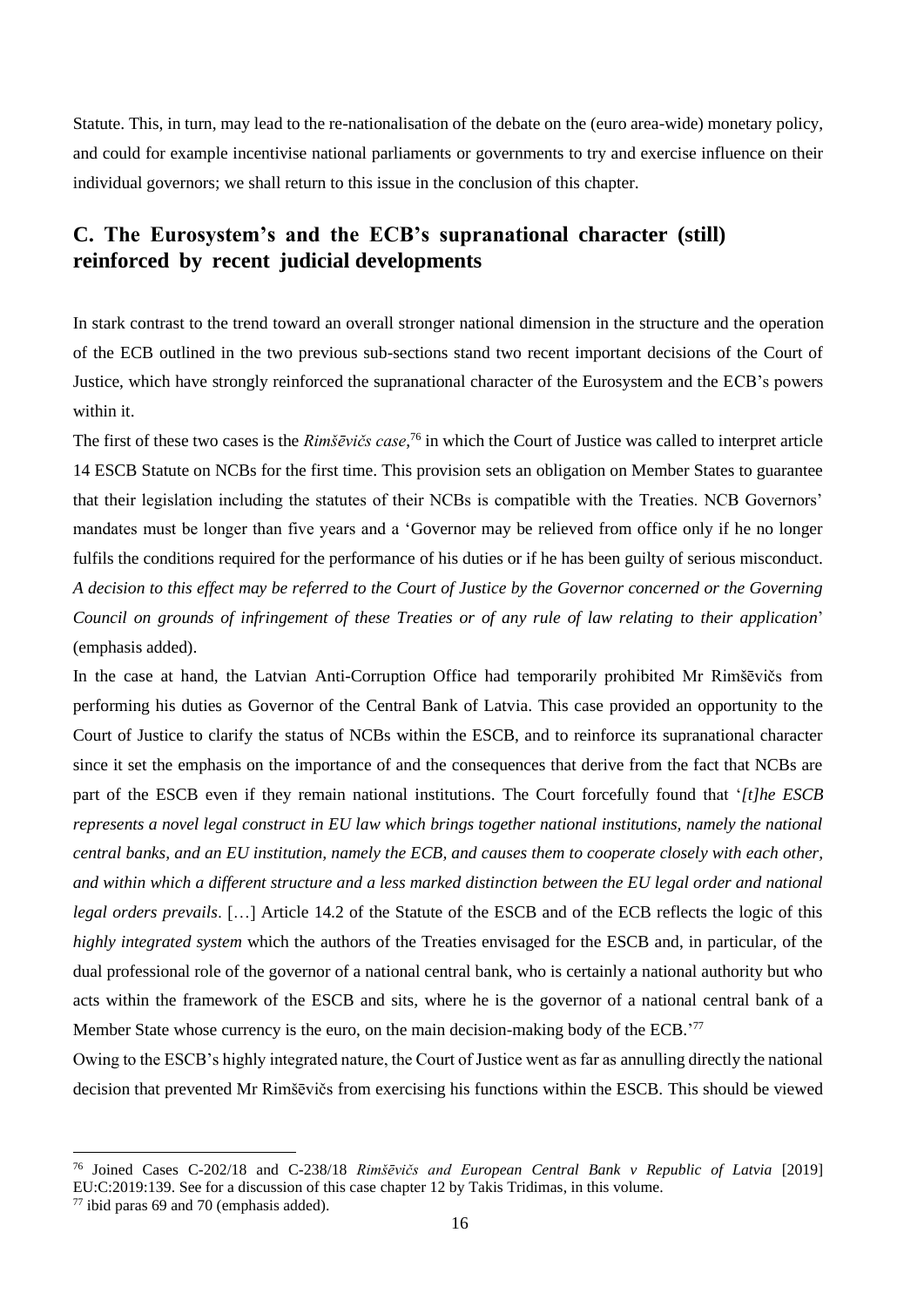Statute. This, in turn, may lead to the re-nationalisation of the debate on the (euro area-wide) monetary policy, and could for example incentivise national parliaments or governments to try and exercise influence on their individual governors; we shall return to this issue in the conclusion of this chapter.

## C. The Eurosystem's and the ECB's supranational character (still) reinforced by recent judicial developments

In stark contrast to the trend toward an overall stronger national dimension in the structure and the operation of the ECB outlined in the two previous sub-sections stand two recent important decisions of the Court of Justice, which have strongly reinforced the supranational character of the Eurosystem and the ECB's powers within it.

The first of these two cases is the *Rimšēvičs case*,[76] in which the Court of Justice was called to interpret article 14 ESCB Statute on NCBs for the first time. This provision sets an obligation on Member States to guarantee that their legislation including the statutes of their NCBs is compatible with the Treaties. NCB Governors' mandates must be longer than five years and a 'Governor may be relieved from office only if he no longer fulfils the conditions required for the performance of his duties or if he has been guilty of serious misconduct. *A decision to this effect may be referred to the Court of Justice by the Governor concerned or the Governing Council on grounds of infringement of these Treaties or of any rule of law relating to their application*' (emphasis added).

In the case at hand, the Latvian Anti-Corruption Office had temporarily prohibited Mr Rimšēvičs from performing his duties as Governor of the Central Bank of Latvia. This case provided an opportunity to the Court of Justice to clarify the status of NCBs within the ESCB, and to reinforce its supranational character since it set the emphasis on the importance of and the consequences that derive from the fact that NCBs are part of the ESCB even if they remain national institutions. The Court forcefully found that '*[t]he ESCB represents a novel legal construct in EU law which brings together national institutions, namely the national central banks, and an EU institution, namely the ECB, and causes them to cooperate closely with each other, and within which a different structure and a less marked distinction between the EU legal order and national legal orders prevails*. […] Article 14.2 of the Statute of the ESCB and of the ECB reflects the logic of this *highly integrated system* which the authors of the Treaties envisaged for the ESCB and, in particular, of the dual professional role of the governor of a national central bank, who is certainly a national authority but who acts within the framework of the ESCB and sits, where he is the governor of a national central bank of a Member State whose currency is the euro, on the main decision-making body of the ECB.'[77]

Owing to the ESCB's highly integrated nature, the Court of Justice went as far as annulling directly the national decision that prevented Mr Rimšēvičs from exercising his functions within the ESCB. This should be viewed

---

[76] Joined Cases C-202/18 and C-238/18 *Rimšēvičs and European Central Bank v Republic of Latvia* [2019] EU:C:2019:139. See for a discussion of this case chapter 12 by Takis Tridimas, in this volume.

[77] ibid paras 69 and 70 (emphasis added).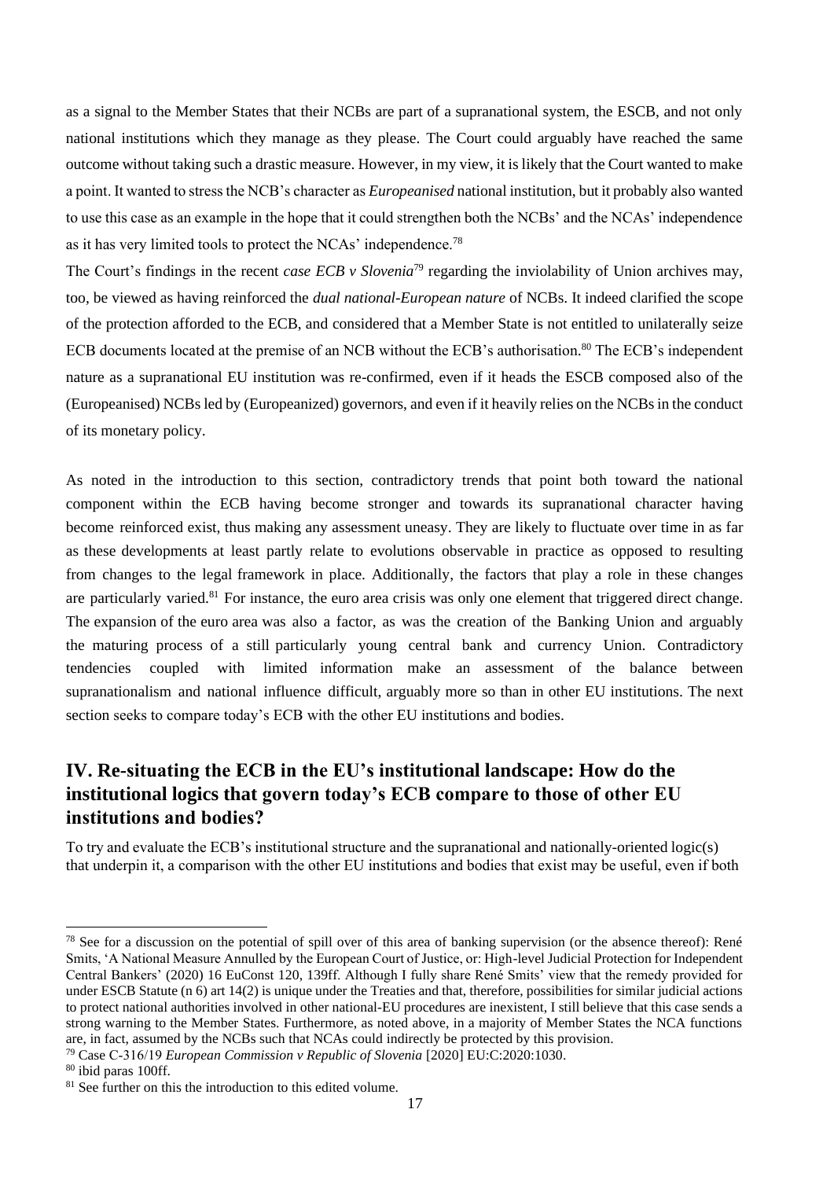as a signal to the Member States that their NCBs are part of a supranational system, the ESCB, and not only national institutions which they manage as they please. The Court could arguably have reached the same outcome without taking such a drastic measure. However, in my view, it is likely that the Court wanted to make a point. It wanted to stress the NCB's character as *Europeanised* national institution, but it probably also wanted to use this case as an example in the hope that it could strengthen both the NCBs' and the NCAs' independence as it has very limited tools to protect the NCAs' independence.[78]

The Court's findings in the recent *case ECB v Slovenia*[79] regarding the inviolability of Union archives may, too, be viewed as having reinforced the *dual national-European nature* of NCBs. It indeed clarified the scope of the protection afforded to the ECB, and considered that a Member State is not entitled to unilaterally seize ECB documents located at the premise of an NCB without the ECB's authorisation.[80] The ECB's independent nature as a supranational EU institution was re-confirmed, even if it heads the ESCB composed also of the (Europeanised) NCBs led by (Europeanized) governors, and even if it heavily relies on the NCBs in the conduct of its monetary policy.

As noted in the introduction to this section, contradictory trends that point both toward the national component within the ECB having become stronger and towards its supranational character having become reinforced exist, thus making any assessment uneasy. They are likely to fluctuate over time in as far as these developments at least partly relate to evolutions observable in practice as opposed to resulting from changes to the legal framework in place. Additionally, the factors that play a role in these changes are particularly varied.[81] For instance, the euro area crisis was only one element that triggered direct change. The expansion of the euro area was also a factor, as was the creation of the Banking Union and arguably the maturing process of a still particularly young central bank and currency Union. Contradictory tendencies coupled with limited information make an assessment of the balance between supranationalism and national influence difficult, arguably more so than in other EU institutions. The next section seeks to compare today's ECB with the other EU institutions and bodies.

## IV. Re-situating the ECB in the EU's institutional landscape: How do the institutional logics that govern today's ECB compare to those of other EU institutions and bodies?

To try and evaluate the ECB's institutional structure and the supranational and nationally-oriented logic(s) that underpin it, a comparison with the other EU institutions and bodies that exist may be useful, even if both

---

[78] See for a discussion on the potential of spill over of this area of banking supervision (or the absence thereof): René Smits, 'A National Measure Annulled by the European Court of Justice, or: High-level Judicial Protection for Independent Central Bankers' (2020) 16 EuConst 120, 139ff. Although I fully share René Smits' view that the remedy provided for under ESCB Statute (n 6) art 14(2) is unique under the Treaties and that, therefore, possibilities for similar judicial actions to protect national authorities involved in other national-EU procedures are inexistent, I still believe that this case sends a strong warning to the Member States. Furthermore, as noted above, in a majority of Member States the NCA functions are, in fact, assumed by the NCBs such that NCAs could indirectly be protected by this provision.

[79] Case C-316/19 *European Commission v Republic of Slovenia* [2020] EU:C:2020:1030.

[80] ibid paras 100ff.

[81] See further on this the introduction to this edited volume.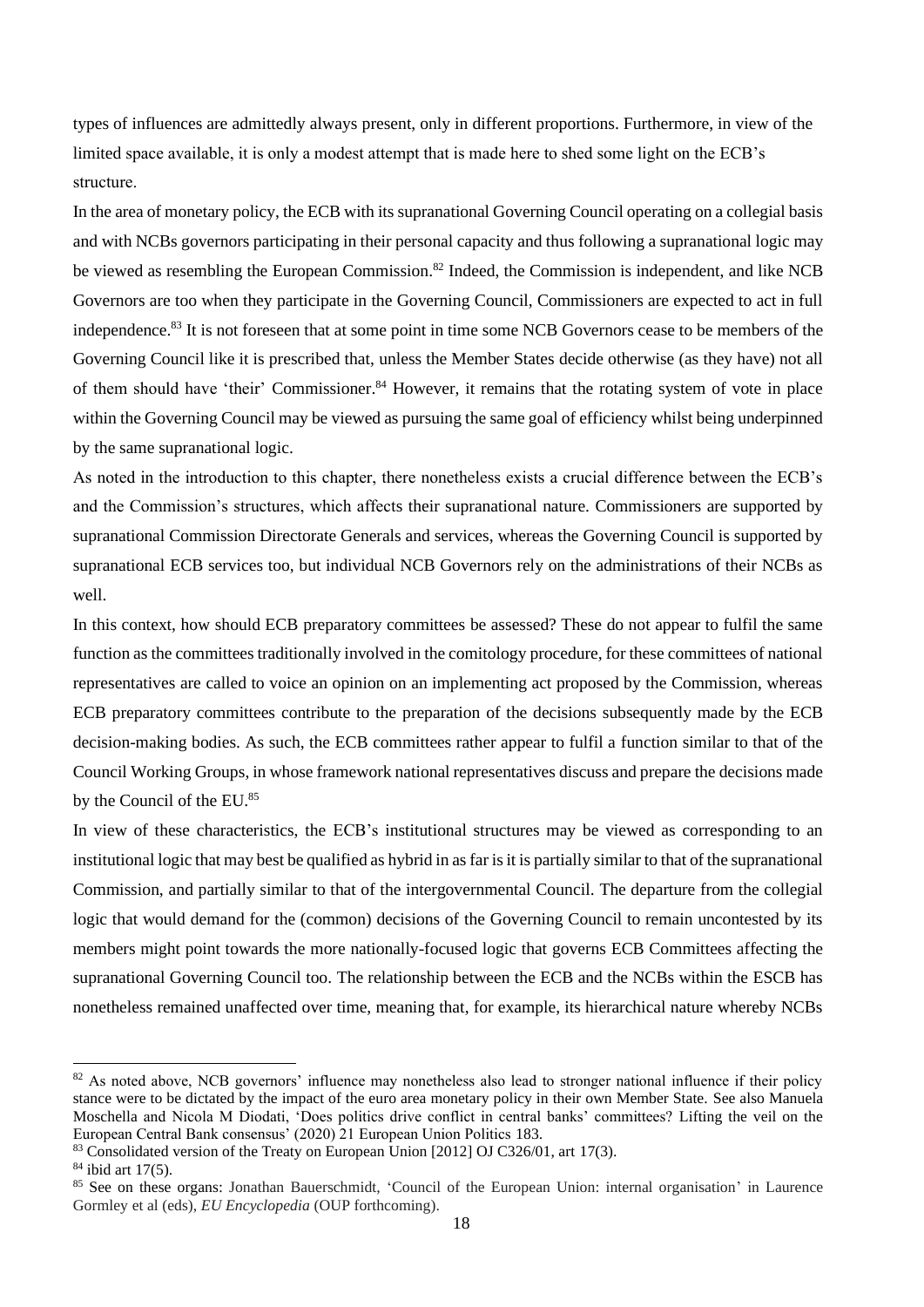types of influences are admittedly always present, only in different proportions. Furthermore, in view of the limited space available, it is only a modest attempt that is made here to shed some light on the ECB's structure.

In the area of monetary policy, the ECB with its supranational Governing Council operating on a collegial basis and with NCBs governors participating in their personal capacity and thus following a supranational logic may be viewed as resembling the European Commission.[82] Indeed, the Commission is independent, and like NCB Governors are too when they participate in the Governing Council, Commissioners are expected to act in full independence.[83] It is not foreseen that at some point in time some NCB Governors cease to be members of the Governing Council like it is prescribed that, unless the Member States decide otherwise (as they have) not all of them should have 'their' Commissioner.[84] However, it remains that the rotating system of vote in place within the Governing Council may be viewed as pursuing the same goal of efficiency whilst being underpinned by the same supranational logic.

As noted in the introduction to this chapter, there nonetheless exists a crucial difference between the ECB's and the Commission's structures, which affects their supranational nature. Commissioners are supported by supranational Commission Directorate Generals and services, whereas the Governing Council is supported by supranational ECB services too, but individual NCB Governors rely on the administrations of their NCBs as well.

In this context, how should ECB preparatory committees be assessed? These do not appear to fulfil the same function as the committees traditionally involved in the comitology procedure, for these committees of national representatives are called to voice an opinion on an implementing act proposed by the Commission, whereas ECB preparatory committees contribute to the preparation of the decisions subsequently made by the ECB decision-making bodies. As such, the ECB committees rather appear to fulfil a function similar to that of the Council Working Groups, in whose framework national representatives discuss and prepare the decisions made by the Council of the EU.[85]

In view of these characteristics, the ECB's institutional structures may be viewed as corresponding to an institutional logic that may best be qualified as hybrid in as far is it is partially similar to that of the supranational Commission, and partially similar to that of the intergovernmental Council. The departure from the collegial logic that would demand for the (common) decisions of the Governing Council to remain uncontested by its members might point towards the more nationally-focused logic that governs ECB Committees affecting the supranational Governing Council too. The relationship between the ECB and the NCBs within the ESCB has nonetheless remained unaffected over time, meaning that, for example, its hierarchical nature whereby NCBs

---

[82] As noted above, NCB governors' influence may nonetheless also lead to stronger national influence if their policy stance were to be dictated by the impact of the euro area monetary policy in their own Member State. See also Manuela Moschella and Nicola M Diodati, 'Does politics drive conflict in central banks' committees? Lifting the veil on the European Central Bank consensus' (2020) 21 European Union Politics 183.

[83] Consolidated version of the Treaty on European Union [2012] OJ C326/01, art 17(3).

[84] ibid art 17(5).

[85] See on these organs: Jonathan Bauerschmidt, 'Council of the European Union: internal organisation' in Laurence Gormley et al (eds), *EU Encyclopedia* (OUP forthcoming).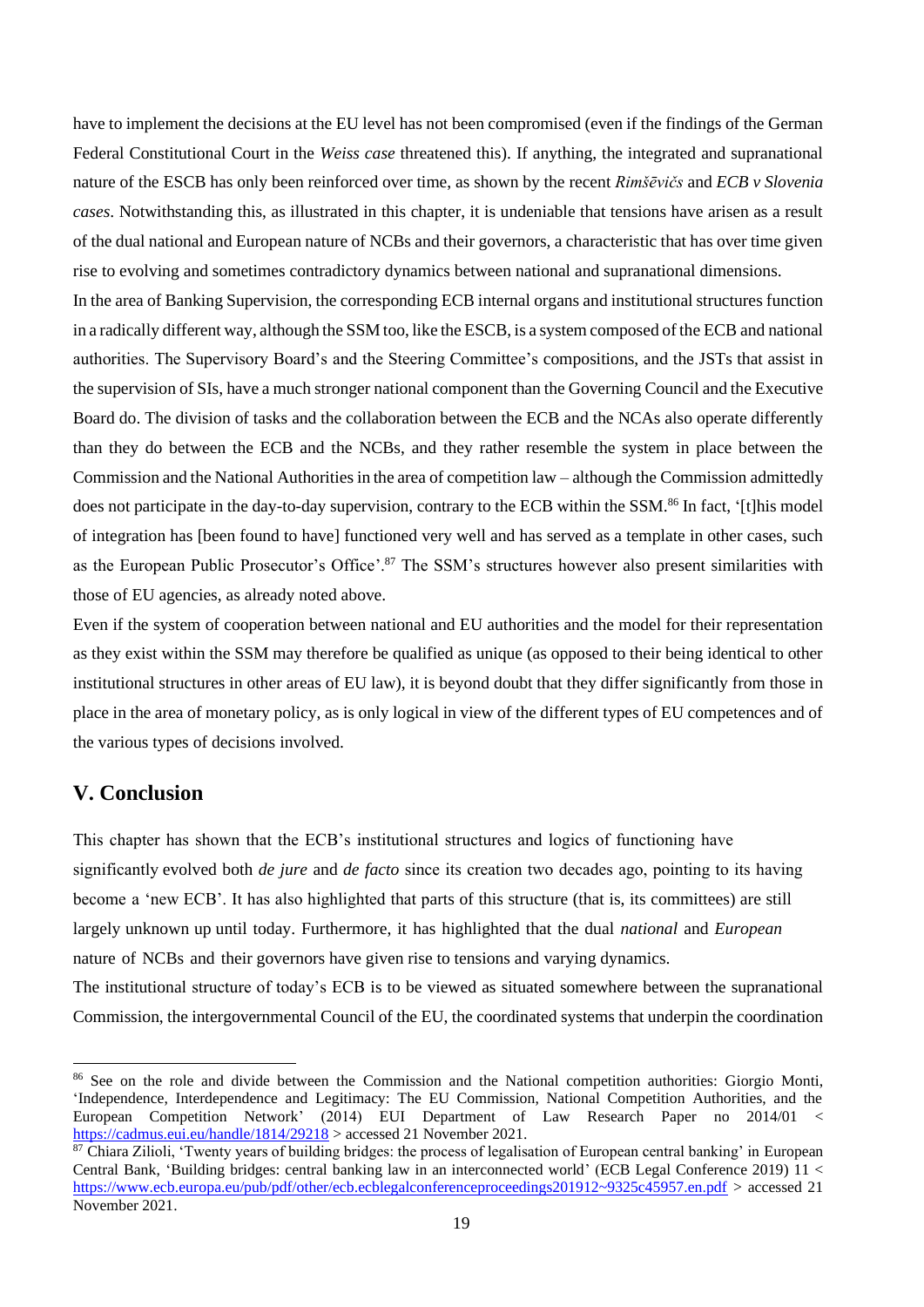have to implement the decisions at the EU level has not been compromised (even if the findings of the German Federal Constitutional Court in the *Weiss case* threatened this). If anything, the integrated and supranational nature of the ESCB has only been reinforced over time, as shown by the recent *Rimšēvičs* and *ECB v Slovenia cases*. Notwithstanding this, as illustrated in this chapter, it is undeniable that tensions have arisen as a result of the dual national and European nature of NCBs and their governors, a characteristic that has over time given rise to evolving and sometimes contradictory dynamics between national and supranational dimensions.

In the area of Banking Supervision, the corresponding ECB internal organs and institutional structures function in a radically different way, although the SSM too, like the ESCB, is a system composed of the ECB and national authorities. The Supervisory Board's and the Steering Committee's compositions, and the JSTs that assist in the supervision of SIs, have a much stronger national component than the Governing Council and the Executive Board do. The division of tasks and the collaboration between the ECB and the NCAs also operate differently than they do between the ECB and the NCBs, and they rather resemble the system in place between the Commission and the National Authorities in the area of competition law – although the Commission admittedly does not participate in the day-to-day supervision, contrary to the ECB within the SSM.[86] In fact, '[t]his model of integration has [been found to have] functioned very well and has served as a template in other cases, such as the European Public Prosecutor's Office'.[87] The SSM's structures however also present similarities with those of EU agencies, as already noted above.

Even if the system of cooperation between national and EU authorities and the model for their representation as they exist within the SSM may therefore be qualified as unique (as opposed to their being identical to other institutional structures in other areas of EU law), it is beyond doubt that they differ significantly from those in place in the area of monetary policy, as is only logical in view of the different types of EU competences and of the various types of decisions involved.

## V. Conclusion

This chapter has shown that the ECB's institutional structures and logics of functioning have significantly evolved both *de jure* and *de facto* since its creation two decades ago, pointing to its having become a 'new ECB'. It has also highlighted that parts of this structure (that is, its committees) are still largely unknown up until today. Furthermore, it has highlighted that the dual *national* and *European* nature of NCBs and their governors have given rise to tensions and varying dynamics.

The institutional structure of today's ECB is to be viewed as situated somewhere between the supranational Commission, the intergovernmental Council of the EU, the coordinated systems that underpin the coordination

---

[86] See on the role and divide between the Commission and the National competition authorities: Giorgio Monti, 'Independence, Interdependence and Legitimacy: The EU Commission, National Competition Authorities, and the European Competition Network' (2014) EUI Department of Law Research Paper no 2014/01 < https://cadmus.eui.eu/handle/1814/29218 > accessed 21 November 2021.

[87] Chiara Zilioli, 'Twenty years of building bridges: the process of legalisation of European central banking' in European Central Bank, 'Building bridges: central banking law in an interconnected world' (ECB Legal Conference 2019) 11 < https://www.ecb.europa.eu/pub/pdf/other/ecb.ecblegalconferenceproceedings201912~9325c45957.en.pdf > accessed 21 November 2021.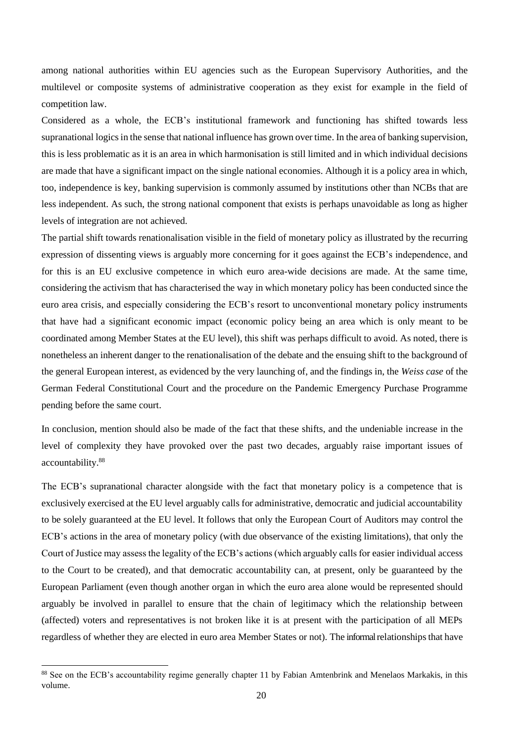among national authorities within EU agencies such as the European Supervisory Authorities, and the multilevel or composite systems of administrative cooperation as they exist for example in the field of competition law.

Considered as a whole, the ECB's institutional framework and functioning has shifted towards less supranational logics in the sense that national influence has grown over time. In the area of banking supervision, this is less problematic as it is an area in which harmonisation is still limited and in which individual decisions are made that have a significant impact on the single national economies. Although it is a policy area in which, too, independence is key, banking supervision is commonly assumed by institutions other than NCBs that are less independent. As such, the strong national component that exists is perhaps unavoidable as long as higher levels of integration are not achieved.

The partial shift towards renationalisation visible in the field of monetary policy as illustrated by the recurring expression of dissenting views is arguably more concerning for it goes against the ECB's independence, and for this is an EU exclusive competence in which euro area-wide decisions are made. At the same time, considering the activism that has characterised the way in which monetary policy has been conducted since the euro area crisis, and especially considering the ECB's resort to unconventional monetary policy instruments that have had a significant economic impact (economic policy being an area which is only meant to be coordinated among Member States at the EU level), this shift was perhaps difficult to avoid. As noted, there is nonetheless an inherent danger to the renationalisation of the debate and the ensuing shift to the background of the general European interest, as evidenced by the very launching of, and the findings in, the *Weiss case* of the German Federal Constitutional Court and the procedure on the Pandemic Emergency Purchase Programme pending before the same court.

In conclusion, mention should also be made of the fact that these shifts, and the undeniable increase in the level of complexity they have provoked over the past two decades, arguably raise important issues of accountability.[88]

The ECB's supranational character alongside with the fact that monetary policy is a competence that is exclusively exercised at the EU level arguably calls for administrative, democratic and judicial accountability to be solely guaranteed at the EU level. It follows that only the European Court of Auditors may control the ECB's actions in the area of monetary policy (with due observance of the existing limitations), that only the Court of Justice may assess the legality of the ECB's actions (which arguably calls for easier individual access to the Court to be created), and that democratic accountability can, at present, only be guaranteed by the European Parliament (even though another organ in which the euro area alone would be represented should arguably be involved in parallel to ensure that the chain of legitimacy which the relationship between (affected) voters and representatives is not broken like it is at present with the participation of all MEPs regardless of whether they are elected in euro area Member States or not). The informal relationships that have

---

[88] See on the ECB's accountability regime generally chapter 11 by Fabian Amtenbrink and Menelaos Markakis, in this volume.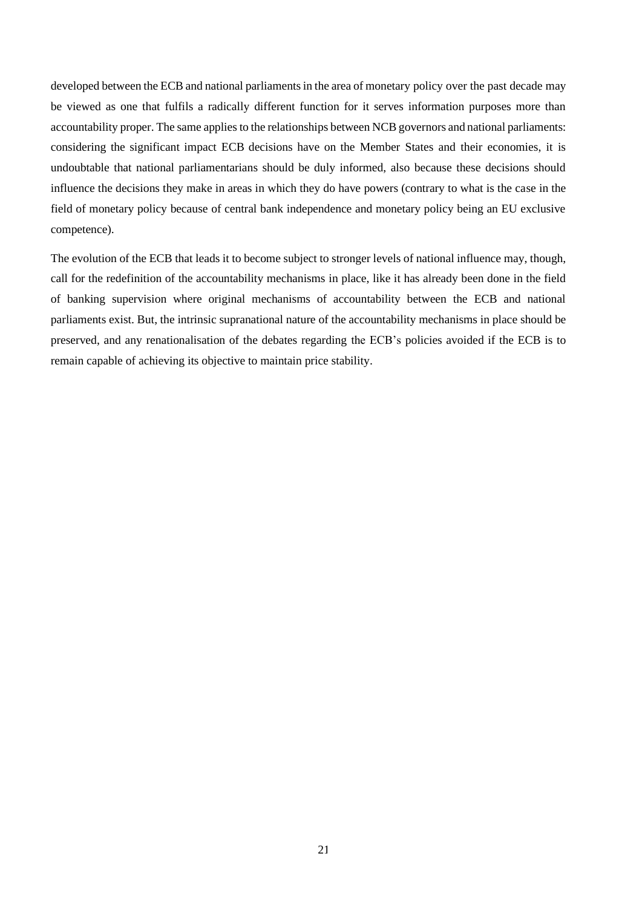developed between the ECB and national parliaments in the area of monetary policy over the past decade may be viewed as one that fulfils a radically different function for it serves information purposes more than accountability proper. The same applies to the relationships between NCB governors and national parliaments: considering the significant impact ECB decisions have on the Member States and their economies, it is undoubtable that national parliamentarians should be duly informed, also because these decisions should influence the decisions they make in areas in which they do have powers (contrary to what is the case in the field of monetary policy because of central bank independence and monetary policy being an EU exclusive competence).

The evolution of the ECB that leads it to become subject to stronger levels of national influence may, though, call for the redefinition of the accountability mechanisms in place, like it has already been done in the field of banking supervision where original mechanisms of accountability between the ECB and national parliaments exist. But, the intrinsic supranational nature of the accountability mechanisms in place should be preserved, and any renationalisation of the debates regarding the ECB's policies avoided if the ECB is to remain capable of achieving its objective to maintain price stability.